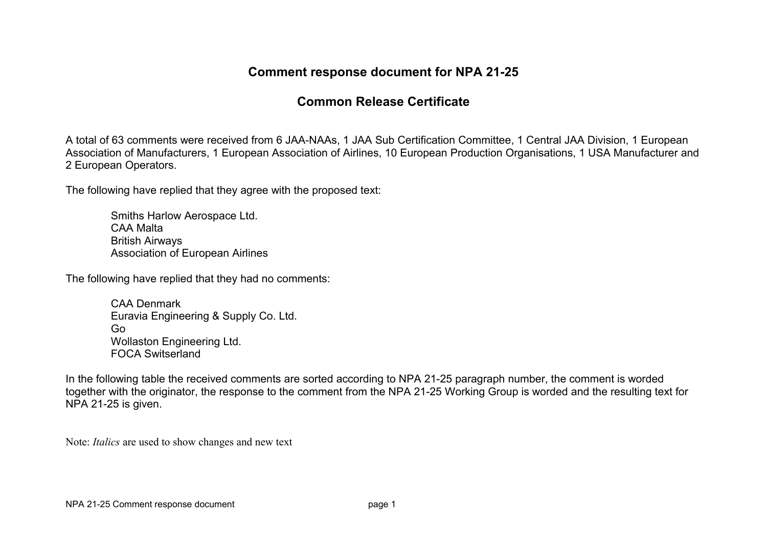# Comment response document for NPA 21-25

## Common Release Certificate

A total of 63 comments were received from 6 JAA-NAAs, 1 JAA Sub Certification Committee, 1 Central JAA Division, 1 European Association of Manufacturers, 1 European Association of Airlines, 10 European Production Organisations, 1 USA Manufacturer and 2 European Operators.

The following have replied that they agree with the proposed text:

- Smiths Harlow Aerospace Ltd.
- CAA Malta
- British Airways
- Association of European Airlines

The following have replied that they had no comments:

- CAA Denmark
- Euravia Engineering & Supply Co. Ltd.
- Go
- Wollaston Engineering Ltd.
- FOCA Switserland

In the following table the received comments are sorted according to NPA 21-25 paragraph number, the comment is worded together with the originator, the response to the comment from the NPA 21-25 Working Group is worded and the resulting text for NPA 21-25 is given.

Note: *Italics* are used to show changes and new text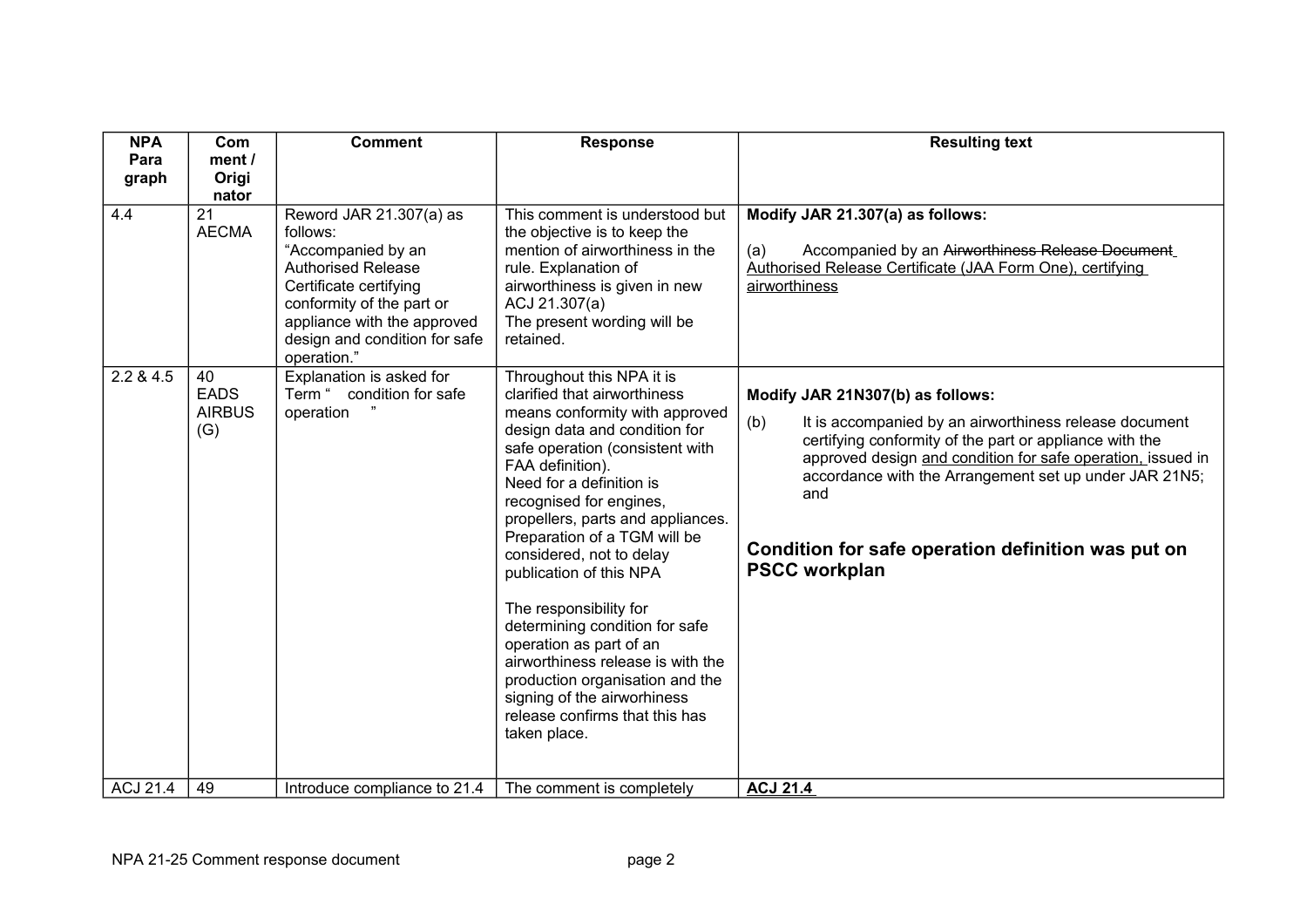| NPA Para graph | Com ment / Origi nator | Comment | Response | Resulting text |
|---|---|---|---|---|
| 4.4 | 21 AECMA | Reword JAR 21.307(a) as follows: "Accompanied by an Authorised Release Certificate certifying conformity of the part or appliance with the approved design and condition for safe operation." | This comment is understood but the objective is to keep the mention of airworthiness in the rule. Explanation of airworthiness is given in new ACJ 21.307(a) The present wording will be retained. | **Modify JAR 21.307(a) as follows:**<br><br>(a) Accompanied by an ~~Airworthiness Release Document~~ <u>Authorised Release Certificate (JAA Form One), certifying airworthiness</u> |
| 2.2 & 4.5 | 40 EADS AIRBUS (G) | Explanation is asked for Term " condition for safe operation " | Throughout this NPA it is clarified that airworthiness means conformity with approved design data and condition for safe operation (consistent with FAA definition). Need for a definition is recognised for engines, propellers, parts and appliances. Preparation of a TGM will be considered, not to delay publication of this NPA<br><br>The responsibility for determining condition for safe operation as part of an airworthiness release is with the production organisation and the signing of the airworhiness release confirms that this has taken place. | **Modify JAR 21N307(b) as follows:**<br><br>(b) It is accompanied by an airworthiness release document certifying conformity of the part or appliance with the approved design <u>and condition for safe operation,</u> issued in accordance with the Arrangement set up under JAR 21N5; and<br><br>**Condition for safe operation definition was put on PSCC workplan** |
| ACJ 21.4 | 49 | Introduce compliance to 21.4 | The comment is completely | <u>**ACJ 21.4**</u> |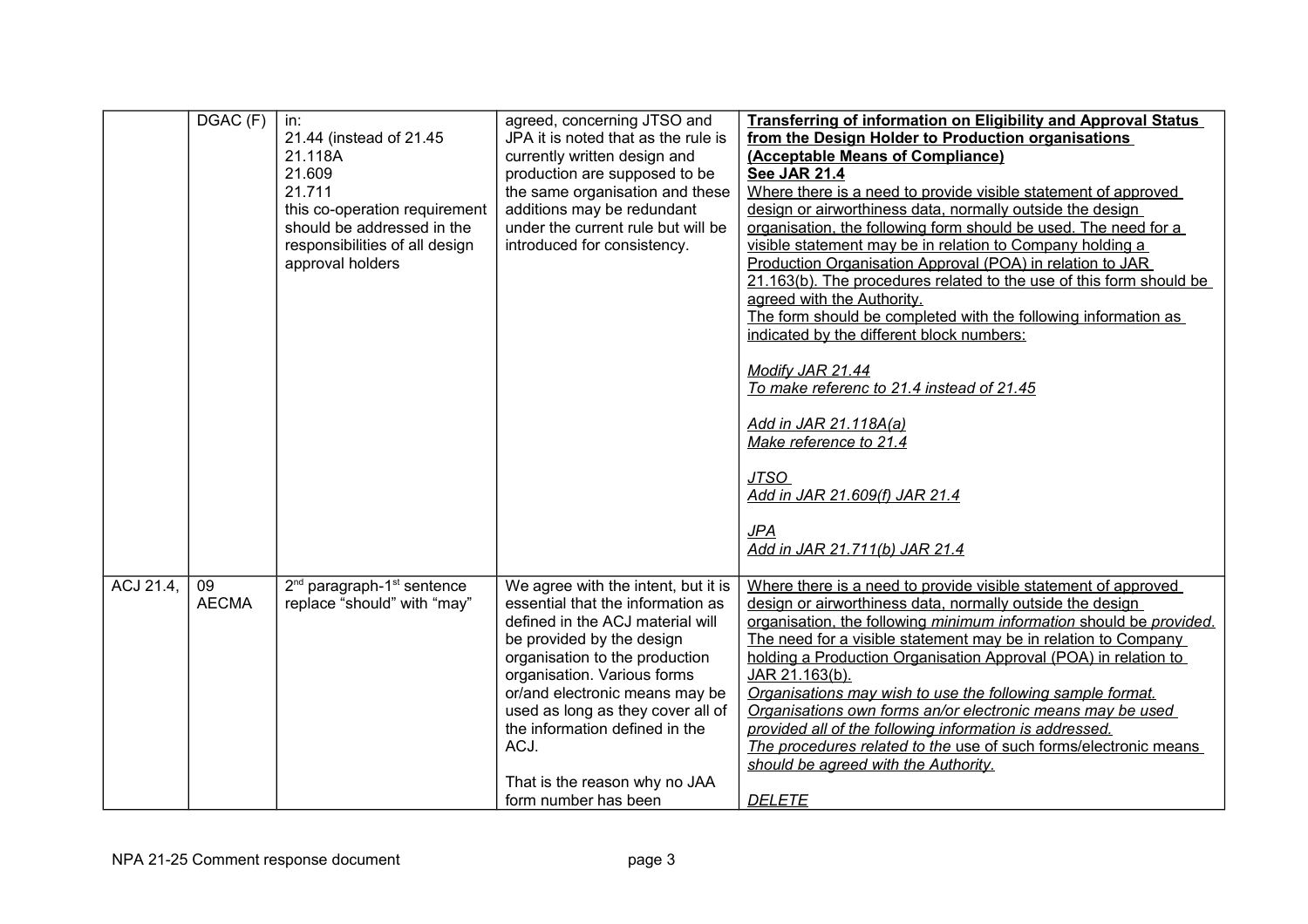| | DGAC (F) | in:<br>21.44 (instead of 21.45<br>21.118A<br>21.609<br>21.711<br>this co-operation requirement should be addressed in the responsibilities of all design approval holders | agreed, concerning JTSO and JPA it is noted that as the rule is currently written design and production are supposed to be the same organisation and these additions may be redundant under the current rule but will be introduced for consistency. | **Transferring of information on Eligibility and Approval Status from the Design Holder to Production organisations (Acceptable Means of Compliance)**<br>**See JAR 21.4**<br>Where there is a need to provide visible statement of approved design or airworthiness data, normally outside the design organisation, the following form should be used. The need for a visible statement may be in relation to Company holding a Production Organisation Approval (POA) in relation to JAR 21.163(b). The procedures related to the use of this form should be agreed with the Authority.<br>The form should be completed with the following information as indicated by the different block numbers:<br><br>*Modify JAR 21.44*<br>*To make referenc to 21.4 instead of 21.45*<br><br>*Add in JAR 21.118A(a)*<br>*Make reference to 21.4*<br><br>*JTSO*<br>*Add in JAR 21.609(f) JAR 21.4*<br><br>*JPA*<br>*Add in JAR 21.711(b) JAR 21.4* |
|---|---|---|---|---|
| ACJ 21.4, | 09 AECMA | 2nd paragraph-1st sentence replace "should" with "may" | We agree with the intent, but it is essential that the information as defined in the ACJ material will be provided by the design organisation to the production organisation. Various forms or/and electronic means may be used as long as they cover all of the information defined in the ACJ.<br><br>That is the reason why no JAA form number has been | Where there is a need to provide visible statement of approved design or airworthiness data, normally outside the design organisation, the following *minimum information* should be *provided*. The need for a visible statement may be in relation to Company holding a Production Organisation Approval (POA) in relation to JAR 21.163(b).<br>*Organisations may wish to use the following sample format. Organisations own forms an/or electronic means may be used provided all of the following information is addressed.*<br>*The procedures related to the* use of such forms/electronic means *should be agreed with the Authority.*<br><br>*DELETE* |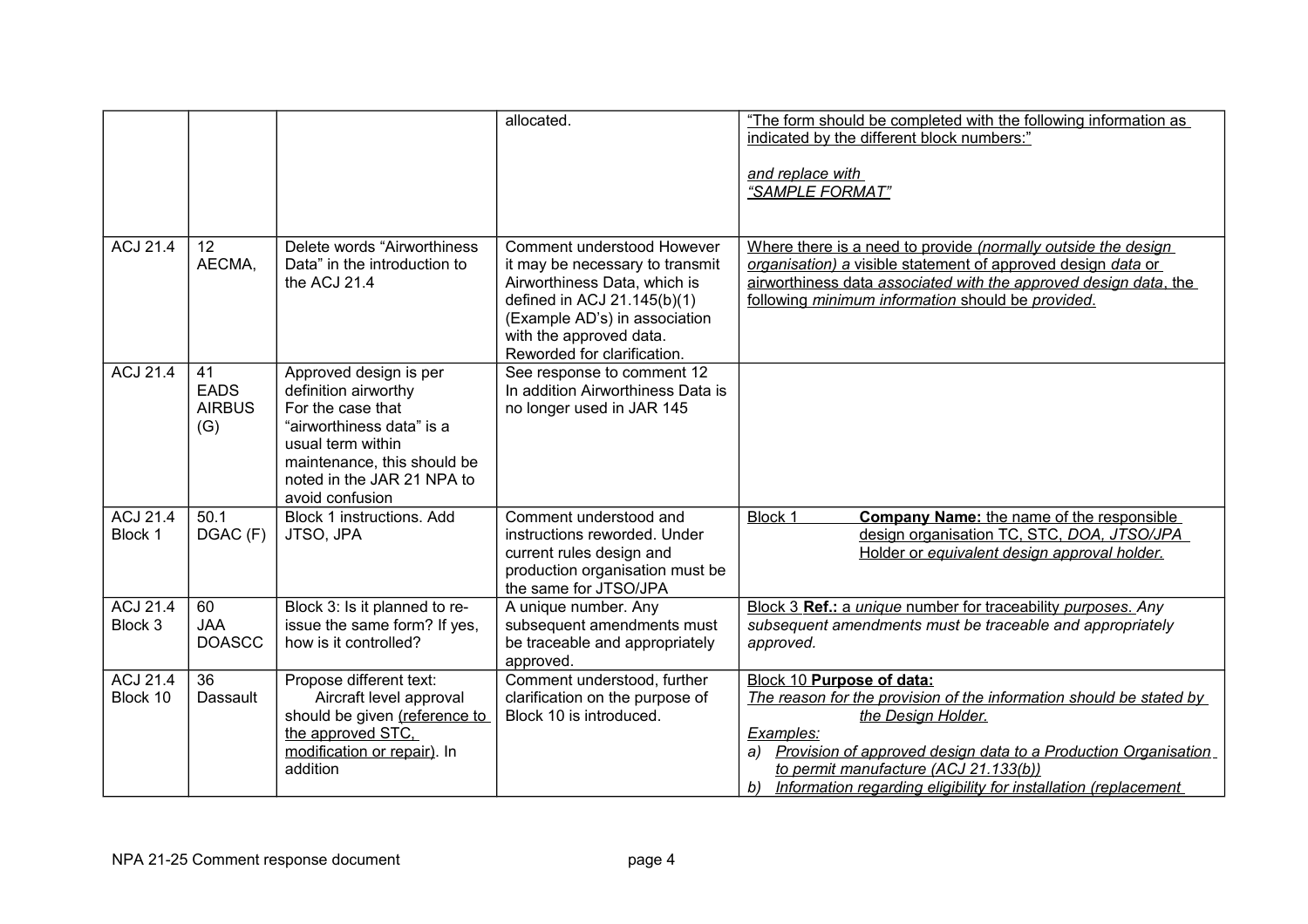| | | | allocated. | "The form should be completed with the following information as indicated by the different block numbers:"<br><br>*and replace with*<br>*"SAMPLE FORMAT"* |
|---|---|---|---|---|
| ACJ 21.4 | 12<br>AECMA, | Delete words "Airworthiness Data" in the introduction to the ACJ 21.4 | Comment understood However it may be necessary to transmit Airworthiness Data, which is defined in ACJ 21.145(b)(1) (Example AD's) in association with the approved data. Reworded for clarification. | Where there is a need to provide *(normally outside the design organisation) a* visible statement of approved design *data* or airworthiness data *associated with the approved design data*, the following *minimum information* should be *provided*. |
| ACJ 21.4 | 41<br>EADS<br>AIRBUS<br>(G) | Approved design is per definition airworthy<br>For the case that "airworthiness data" is a usual term within maintenance, this should be noted in the JAR 21 NPA to avoid confusion | See response to comment 12<br>In addition Airworthiness Data is no longer used in JAR 145 | |
| ACJ 21.4<br>Block 1 | 50.1<br>DGAC (F) | Block 1 instructions. Add JTSO, JPA | Comment understood and instructions reworded. Under current rules design and production organisation must be the same for JTSO/JPA | Block 1 **Company Name:** the name of the responsible design organisation TC, STC, *DOA, JTSO/JPA* Holder or *equivalent design approval holder.* |
| ACJ 21.4<br>Block 3 | 60<br>JAA<br>DOASCC | Block 3: Is it planned to re-issue the same form? If yes, how is it controlled? | A unique number. Any subsequent amendments must be traceable and appropriately approved. | Block 3 **Ref.:** a *unique* number for traceability *purposes*. *Any subsequent amendments must be traceable and appropriately approved.* |
| ACJ 21.4<br>Block 10 | 36<br>Dassault | Propose different text:<br>Aircraft level approval should be given (reference to the approved STC, modification or repair). In addition | Comment understood, further clarification on the purpose of Block 10 is introduced. | Block 10 **Purpose of data:**<br>*The reason for the provision of the information should be stated by the Design Holder.*<br>*Examples:*<br>*a) Provision of approved design data to a Production Organisation to permit manufacture (ACJ 21.133(b))*<br>*b) Information regarding eligibility for installation (replacement* |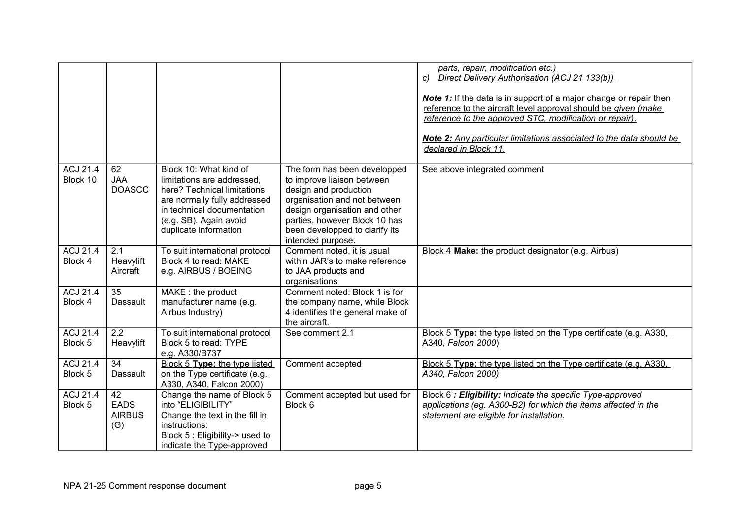| | | | | |
|---|---|---|---|---|
| | | | | parts, repair, modification etc.)<br>c) Direct Delivery Authorisation (ACJ 21 133(b))<br><br>***Note 1:*** If the data is in support of a major change or repair then reference to the aircraft level approval should be *given (make reference to the approved STC, modification or repair)*.<br><br>***Note 2:*** *Any particular limitations associated to the data should be declared in Block 11.* |
| ACJ 21.4 Block 10 | 62 JAA DOASCC | Block 10: What kind of limitations are addressed, here? Technical limitations are normally fully addressed in technical documentation (e.g. SB). Again avoid duplicate information | The form has been developped to improve liaison between design and production organisation and not between design organisation and other parties, however Block 10 has been developped to clarify its intended purpose. | See above integrated comment |
| ACJ 21.4 Block 4 | 2.1 Heavylift Aircraft | To suit international protocol Block 4 to read: MAKE e.g. AIRBUS / BOEING | Comment noted, it is usual within JAR's to make reference to JAA products and organisations | Block 4 **Make:** the product designator (e.g. Airbus) |
| ACJ 21.4 Block 4 | 35 Dassault | MAKE : the product manufacturer name (e.g. Airbus Industry) | Comment noted: Block 1 is for the company name, while Block 4 identifies the general make of the aircraft. | |
| ACJ 21.4 Block 5 | 2.2 Heavylift | To suit international protocol Block 5 to read: TYPE e.g. A330/B737 | See comment 2.1 | Block 5 **Type:** the type listed on the Type certificate (e.g. A330, A340, *Falcon 2000*) |
| ACJ 21.4 Block 5 | 34 Dassault | Block 5 **Type:** the type listed on the Type certificate (e.g. A330, A340, Falcon 2000) | Comment accepted | Block 5 **Type:** the type listed on the Type certificate (e.g. A330, *A340, Falcon 2000)* |
| ACJ 21.4 Block 5 | 42 EADS AIRBUS (G) | Change the name of Block 5 into "ELIGIBILITY"<br>Change the text in the fill in instructions:<br>Block 5 : Eligibility-> used to indicate the Type-approved | Comment accepted but used for Block 6 | Block 6 ***: Eligibility:*** *Indicate the specific Type-approved applications (eg. A300-B2) for which the items affected in the statement are eligible for installation.* |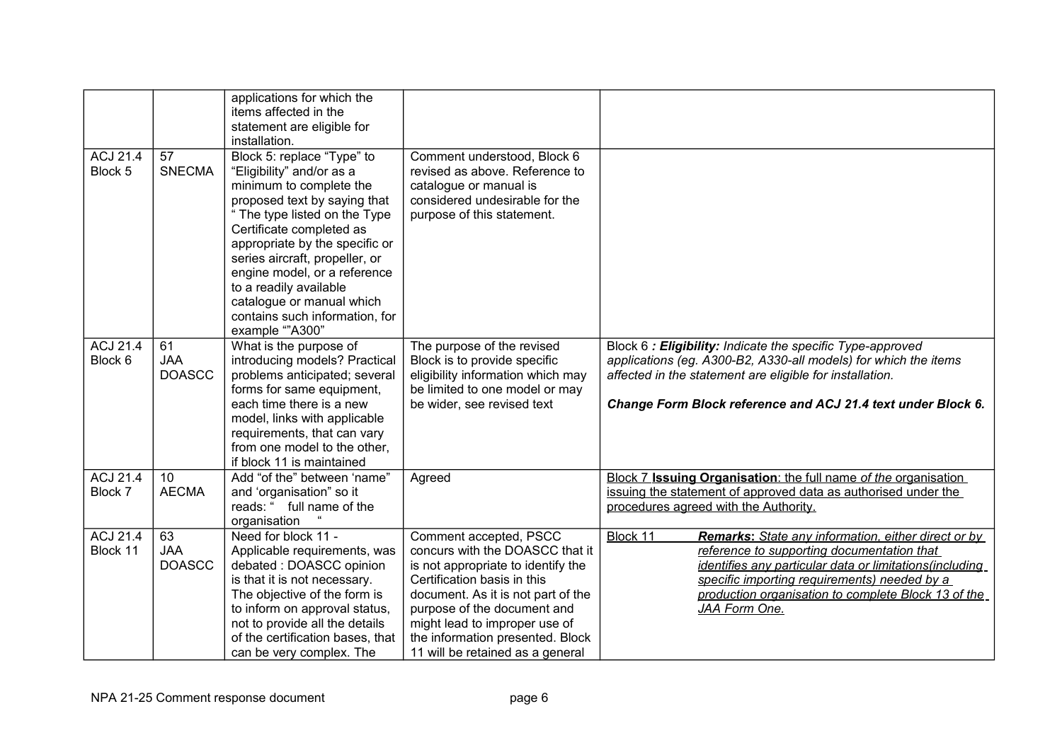| | | | | |
|---|---|---|---|---|
| | | applications for which the items affected in the statement are eligible for installation. | | |
| ACJ 21.4 Block 5 | 57 SNECMA | Block 5: replace "Type" to "Eligibility" and/or as a minimum to complete the proposed text by saying that " The type listed on the Type Certificate completed as appropriate by the specific or series aircraft, propeller, or engine model, or a reference to a readily available catalogue or manual which contains such information, for example ""A300" | Comment understood, Block 6 revised as above. Reference to catalogue or manual is considered undesirable for the purpose of this statement. | |
| ACJ 21.4 Block 6 | 61 JAA DOASCC | What is the purpose of introducing models? Practical problems anticipated; several forms for same equipment, each time there is a new model, links with applicable requirements, that can vary from one model to the other, if block 11 is maintained | The purpose of the revised Block is to provide specific eligibility information which may be limited to one model or may be wider, see revised text | Block 6 ***: Eligibility:*** *Indicate the specific Type-approved applications (eg. A300-B2, A330-all models) for which the items affected in the statement are eligible for installation.*<br><br>***Change Form Block reference and ACJ 21.4 text under Block 6.*** |
| ACJ 21.4 Block 7 | 10 AECMA | Add "of the" between 'name" and 'organisation" so it reads: " full name of the organisation " | Agreed | Block 7 **Issuing Organisation**: the full name *of the* organisation issuing the statement of approved data as authorised under the procedures agreed with the Authority. |
| ACJ 21.4 Block 11 | 63 JAA DOASCC | Need for block 11 - Applicable requirements, was debated : DOASCC opinion is that it is not necessary. The objective of the form is to inform on approval status, not to provide all the details of the certification bases, that can be very complex. The | Comment accepted, PSCC concurs with the DOASCC that it is not appropriate to identify the Certification basis in this document. As it is not part of the purpose of the document and might lead to improper use of the information presented. Block 11 will be retained as a general | Block 11 ***Remarks**: State any information, either direct or by reference to supporting documentation that identifies any particular data or limitations(including specific importing requirements) needed by a production organisation to complete Block 13 of the JAA Form One.* |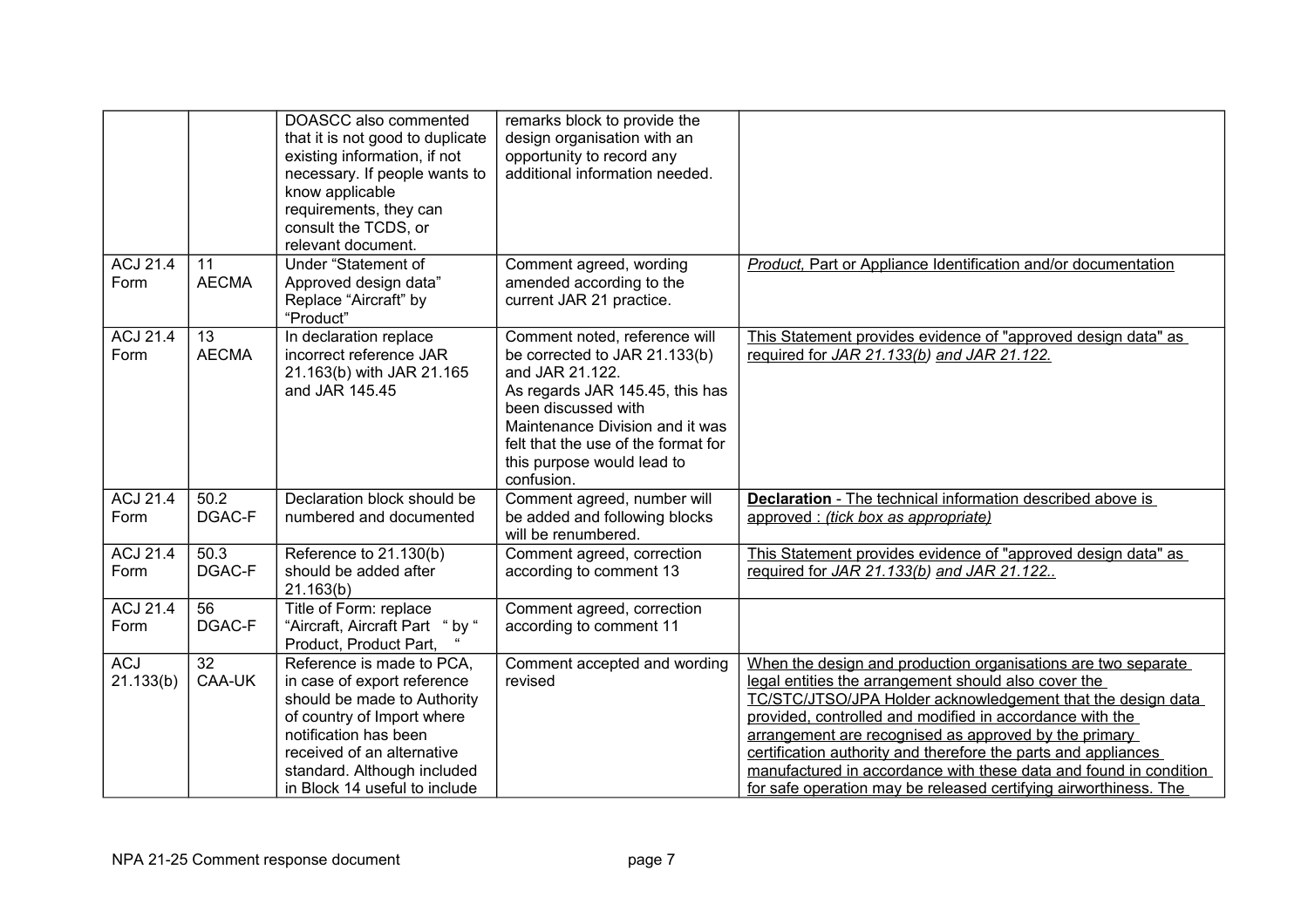| | | | | |
|---|---|---|---|---|
| | | DOASCC also commented that it is not good to duplicate existing information, if not necessary. If people wants to know applicable requirements, they can consult the TCDS, or relevant document. | remarks block to provide the design organisation with an opportunity to record any additional information needed. | |
| ACJ 21.4 Form | 11 AECMA | Under "Statement of Approved design data" Replace "Aircraft" by "Product" | Comment agreed, wording amended according to the current JAR 21 practice. | <u>*Product,* Part or Appliance Identification and/or documentation</u> |
| ACJ 21.4 Form | 13 AECMA | In declaration replace incorrect reference JAR 21.163(b) with JAR 21.165 and JAR 145.45 | Comment noted, reference will be corrected to JAR 21.133(b) and JAR 21.122. As regards JAR 145.45, this has been discussed with Maintenance Division and it was felt that the use of the format for this purpose would lead to confusion. | <u>This Statement provides evidence of "approved design data" as required for *JAR 21.133(b)* and *JAR 21.122.*</u> |
| ACJ 21.4 Form | 50.2 DGAC-F | Declaration block should be numbered and documented | Comment agreed, number will be added and following blocks will be renumbered. | **Declaration** <u>- The technical information described above is approved : *(tick box as appropriate)*</u> |
| ACJ 21.4 Form | 50.3 DGAC-F | Reference to 21.130(b) should be added after 21.163(b) | Comment agreed, correction according to comment 13 | <u>This Statement provides evidence of "approved design data" as required for *JAR 21.133(b)* and *JAR 21.122..*</u> |
| ACJ 21.4 Form | 56 DGAC-F | Title of Form: replace "Aircraft, Aircraft Part " by " Product, Product Part, " | Comment agreed, correction according to comment 11 | |
| ACJ 21.133(b) | 32 CAA-UK | Reference is made to PCA, in case of export reference should be made to Authority of country of Import where notification has been received of an alternative standard. Although included in Block 14 useful to include | Comment accepted and wording revised | <u>When the design and production organisations are two separate legal entities the arrangement should also cover the TC/STC/JTSO/JPA Holder acknowledgement that the design data provided, controlled and modified in accordance with the arrangement are recognised as approved by the primary certification authority and therefore the parts and appliances manufactured in accordance with these data and found in condition for safe operation may be released certifying airworthiness. The</u> |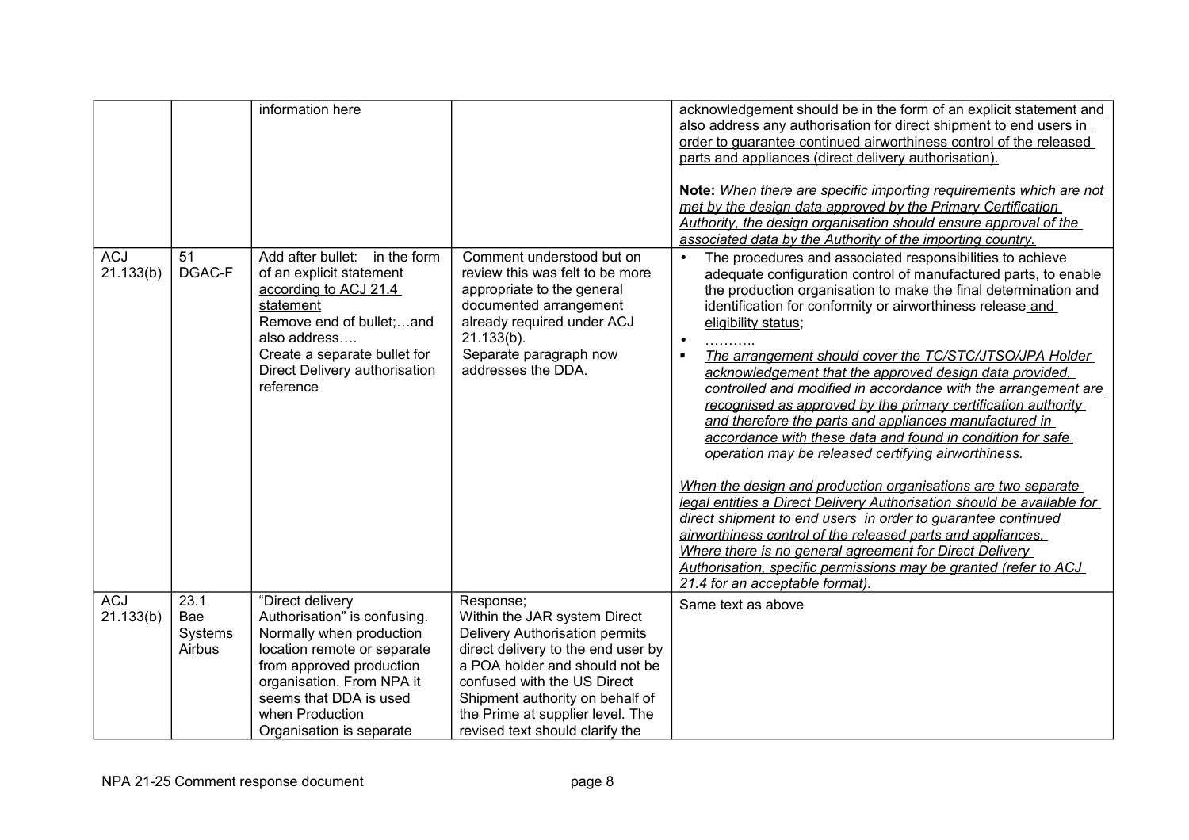|  |  | information here |  | acknowledgement should be in the form of an explicit statement and also address any authorisation for direct shipment to end users in order to guarantee continued airworthiness control of the released parts and appliances (direct delivery authorisation).<br><br>**Note:** *When there are specific importing requirements which are not met by the design data approved by the Primary Certification Authority, the design organisation should ensure approval of the associated data by the Authority of the importing country.* |
|---|---|---|---|---|
| ACJ 21.133(b) | 51 DGAC-F | Add after bullet: in the form of an explicit statement according to ACJ 21.4 statement<br>Remove end of bullet;…and also address….<br>Create a separate bullet for Direct Delivery authorisation reference | Comment understood but on review this was felt to be more appropriate to the general documented arrangement already required under ACJ 21.133(b).<br>Separate paragraph now addresses the DDA. | • The procedures and associated responsibilities to achieve adequate configuration control of manufactured parts, to enable the production organisation to make the final determination and identification for conformity or airworthiness release and eligibility status;<br>• ………..<br>▪ *The arrangement should cover the TC/STC/JTSO/JPA Holder acknowledgement that the approved design data provided, controlled and modified in accordance with the arrangement are recognised as approved by the primary certification authority and therefore the parts and appliances manufactured in accordance with these data and found in condition for safe operation may be released certifying airworthiness.*<br><br>*When the design and production organisations are two separate legal entities a Direct Delivery Authorisation should be available for direct shipment to end users in order to guarantee continued airworthiness control of the released parts and appliances.*<br>*Where there is no general agreement for Direct Delivery Authorisation, specific permissions may be granted (refer to ACJ 21.4 for an acceptable format).* |
| ACJ 21.133(b) | 23.1 Bae Systems Airbus | "Direct delivery Authorisation" is confusing. Normally when production location remote or separate from approved production organisation. From NPA it seems that DDA is used when Production Organisation is separate | Response;<br>Within the JAR system Direct Delivery Authorisation permits direct delivery to the end user by a POA holder and should not be confused with the US Direct Shipment authority on behalf of the Prime at supplier level. The revised text should clarify the | Same text as above |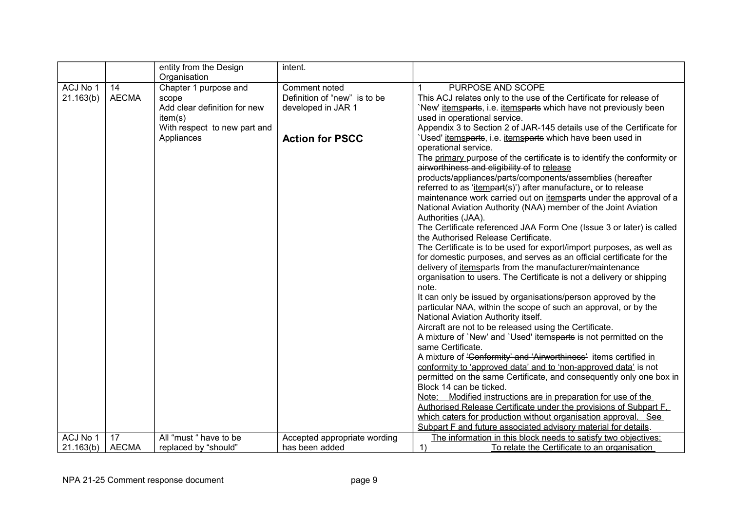|  |  | entity from the Design Organisation | intent. |  |
|---|---|---|---|---|
| ACJ No 1 21.163(b) | 14 AECMA | Chapter 1 purpose and scope<br>Add clear definition for new item(s)<br>With respect to new part and Appliances | Comment noted<br>Definition of "new" is to be developed in JAR 1<br><br>**Action for PSCC** | 1 PURPOSE AND SCOPE<br>This ACJ relates only to the use of the Certificate for release of `New' itemsparts, i.e. itemsparts which have not previously been used in operational service.<br>Appendix 3 to Section 2 of JAR-145 details use of the Certificate for `Used' itemsparts, i.e. itemsparts which have been used in operational service.<br>The primary purpose of the certificate is to identify the conformity or airworthiness and eligibility of to release products/appliances/parts/components/assemblies (hereafter referred to as 'itempart(s)') after manufacture, or to release maintenance work carried out on itemsparts under the approval of a National Aviation Authority (NAA) member of the Joint Aviation Authorities (JAA).<br>The Certificate referenced JAA Form One (Issue 3 or later) is called the Authorised Release Certificate.<br>The Certificate is to be used for export/import purposes, as well as for domestic purposes, and serves as an official certificate for the delivery of itemsparts from the manufacturer/maintenance organisation to users. The Certificate is not a delivery or shipping note.<br>It can only be issued by organisations/person approved by the particular NAA, within the scope of such an approval, or by the National Aviation Authority itself.<br>Aircraft are not to be released using the Certificate.<br>A mixture of `New' and `Used' itemsparts is not permitted on the same Certificate.<br>A mixture of 'Conformity' and 'Airworthiness' items certified in conformity to 'approved data' and to 'non-approved data' is not permitted on the same Certificate, and consequently only one box in Block 14 can be ticked.<br>Note: Modified instructions are in preparation for use of the Authorised Release Certificate under the provisions of Subpart F, which caters for production without organisation approval. See Subpart F and future associated advisory material for details. |
| ACJ No 1 21.163(b) | 17 AECMA | All "must " have to be replaced by "should" | Accepted appropriate wording has been added | The information in this block needs to satisfy two objectives:<br>1) To relate the Certificate to an organisation |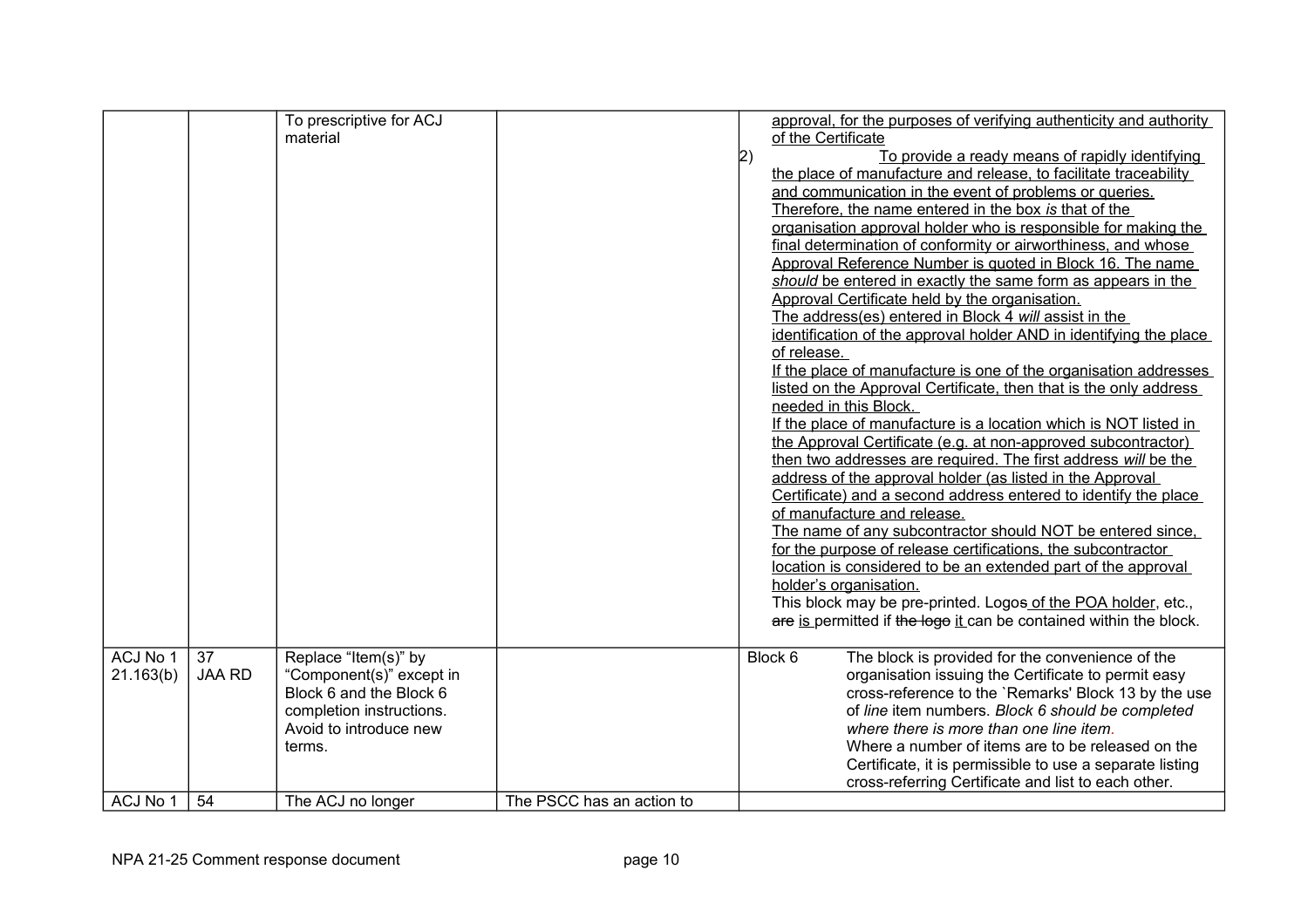|  |  | To prescriptive for ACJ material |  | approval, for the purposes of verifying authenticity and authority of the Certificate<br>2) To provide a ready means of rapidly identifying the place of manufacture and release, to facilitate traceability and communication in the event of problems or queries.<br>Therefore, the name entered in the box *is* that of the organisation approval holder who is responsible for making the final determination of conformity or airworthiness, and whose Approval Reference Number is quoted in Block 16. The name *should* be entered in exactly the same form as appears in the Approval Certificate held by the organisation.<br>The address(es) entered in Block 4 *will* assist in the identification of the approval holder AND in identifying the place of release.<br>If the place of manufacture is one of the organisation addresses listed on the Approval Certificate, then that is the only address needed in this Block.<br>If the place of manufacture is a location which is NOT listed in the Approval Certificate (e.g. at non-approved subcontractor) then two addresses are required. The first address *will* be the address of the approval holder (as listed in the Approval Certificate) and a second address entered to identify the place of manufacture and release.<br>The name of any subcontractor should NOT be entered since, for the purpose of release certifications, the subcontractor location is considered to be an extended part of the approval holder's organisation.<br>This block may be pre-printed. Logos ~~s~~ of the POA holder, etc., ~~are~~ is permitted if ~~the logo~~ it can be contained within the block. |
|---|---|---|---|---|
| ACJ No 1 21.163(b) | 37 JAA RD | Replace "Item(s)" by "Component(s)" except in Block 6 and the Block 6 completion instructions. Avoid to introduce new terms. |  | Block 6 The block is provided for the convenience of the organisation issuing the Certificate to permit easy cross-reference to the `Remarks' Block 13 by the use of *line* item numbers. *Block 6 should be completed where there is more than one line item*.<br>Where a number of items are to be released on the Certificate, it is permissible to use a separate listing cross-referring Certificate and list to each other. |
| ACJ No 1 | 54 | The ACJ no longer | The PSCC has an action to |  |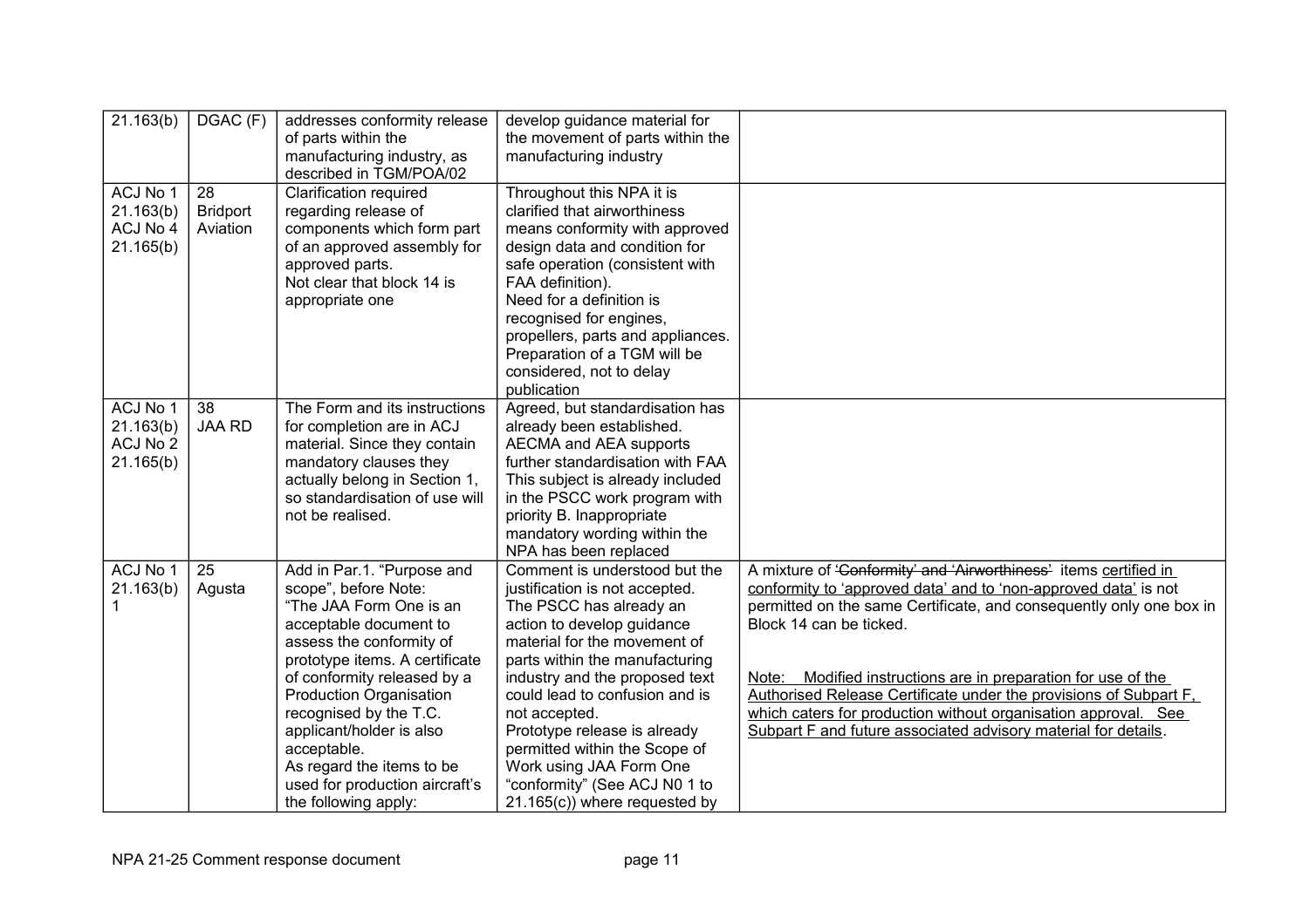| | | | | |
|---|---|---|---|---|
| 21.163(b) | DGAC (F) | addresses conformity release of parts within the manufacturing industry, as described in TGM/POA/02 | develop guidance material for the movement of parts within the manufacturing industry | |
| ACJ No 1 21.163(b) ACJ No 4 21.165(b) | 28 Bridport Aviation | Clarification required regarding release of components which form part of an approved assembly for approved parts. Not clear that block 14 is appropriate one | Throughout this NPA it is clarified that airworthiness means conformity with approved design data and condition for safe operation (consistent with FAA definition). Need for a definition is recognised for engines, propellers, parts and appliances. Preparation of a TGM will be considered, not to delay publication | |
| ACJ No 1 21.163(b) ACJ No 2 21.165(b) | 38 JAA RD | The Form and its instructions for completion are in ACJ material. Since they contain mandatory clauses they actually belong in Section 1, so standardisation of use will not be realised. | Agreed, but standardisation has already been established. AECMA and AEA supports further standardisation with FAA This subject is already included in the PSCC work program with priority B. Inappropriate mandatory wording within the NPA has been replaced | |
| ACJ No 1 21.163(b) 1 | 25 Agusta | Add in Par.1. "Purpose and scope", before Note: "The JAA Form One is an acceptable document to assess the conformity of prototype items. A certificate of conformity released by a Production Organisation recognised by the T.C. applicant/holder is also acceptable. As regard the items to be used for production aircraft's the following apply: | Comment is understood but the justification is not accepted. The PSCC has already an action to develop guidance material for the movement of parts within the manufacturing industry and the proposed text could lead to confusion and is not accepted. Prototype release is already permitted within the Scope of Work using JAA Form One "conformity" (See ACJ N0 1 to 21.165(c)) where requested by | A mixture of ~~'Conformity' and 'Airworthiness'~~ items <u>certified in conformity to 'approved data' and to 'non-approved data'</u> is not permitted on the same Certificate, and consequently only one box in Block 14 can be ticked.<br><br><u>Note: Modified instructions are in preparation for use of the Authorised Release Certificate under the provisions of Subpart F, which caters for production without organisation approval. See Subpart F and future associated advisory material for details</u>. |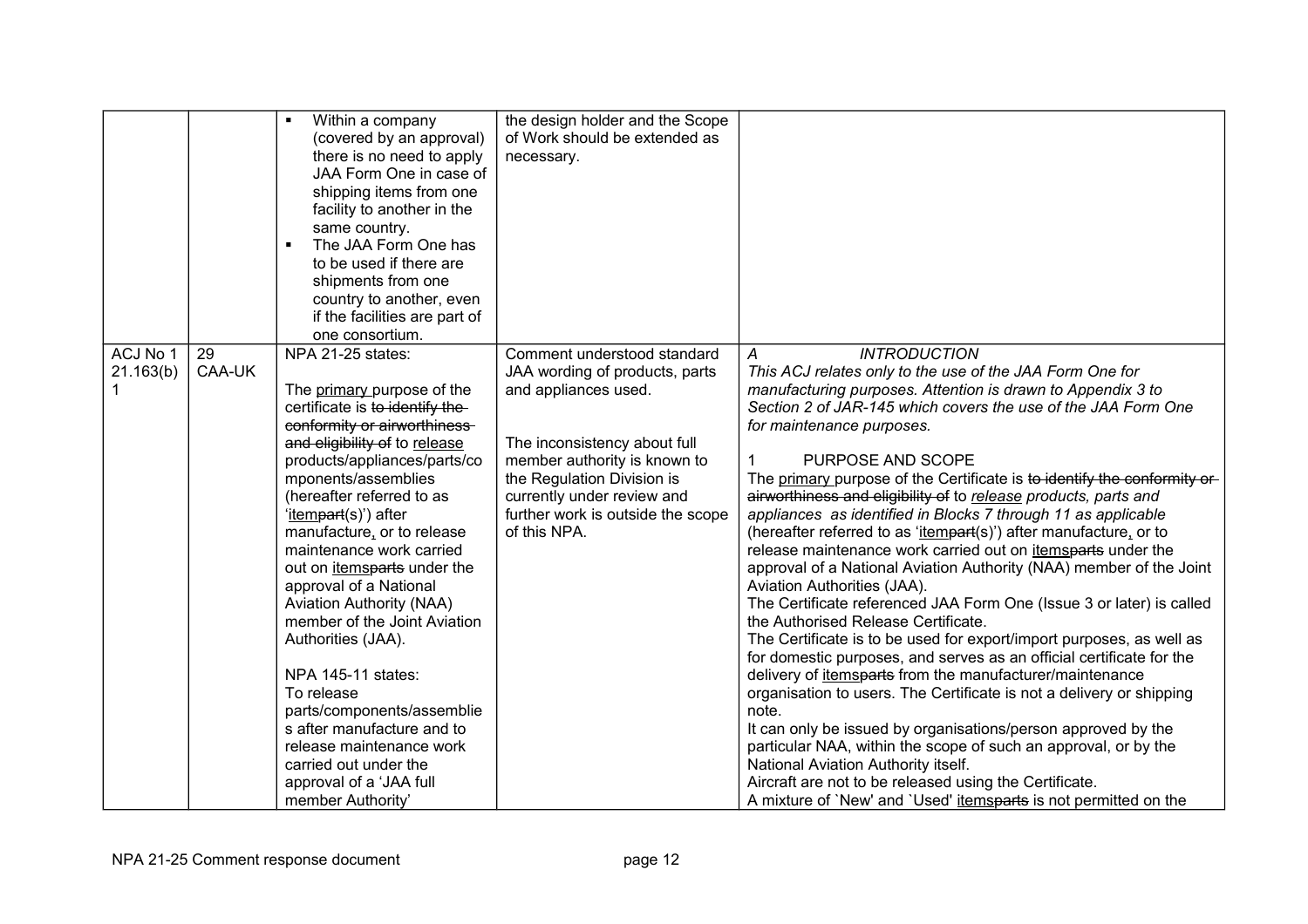| | | | | |
|---|---|---|---|---|
| | | ▪ Within a company (covered by an approval) there is no need to apply JAA Form One in case of shipping items from one facility to another in the same country.<br>▪ The JAA Form One has to be used if there are shipments from one country to another, even if the facilities are part of one consortium. | the design holder and the Scope of Work should be extended as necessary. | |
| ACJ No 1 21.163(b) 1 | 29 CAA-UK | NPA 21-25 states:<br><br>The <u>primary</u> purpose of the certificate is ~~to identify the conformity or airworthiness and eligibility of~~ to <u>release</u> products/appliances/parts/components/assemblies (hereafter referred to as '<u>item</u>~~part~~(s)') after manufacture<u>,</u> or to release maintenance work carried out on <u>items</u>~~parts~~ under the approval of a National Aviation Authority (NAA) member of the Joint Aviation Authorities (JAA).<br><br>NPA 145-11 states:<br>To release parts/components/assemblies after manufacture and to release maintenance work carried out under the approval of a 'JAA full member Authority' | Comment understood standard JAA wording of products, parts and appliances used.<br><br>The inconsistency about full member authority is known to the Regulation Division is currently under review and further work is outside the scope of this NPA. | *A INTRODUCTION*<br>*This ACJ relates only to the use of the JAA Form One for manufacturing purposes. Attention is drawn to Appendix 3 to Section 2 of JAR-145 which covers the use of the JAA Form One for maintenance purposes.*<br><br>1 PURPOSE AND SCOPE<br>The <u>primary</u> purpose of the Certificate is ~~to identify the conformity or airworthiness and eligibility of~~ to <u>*release*</u> *products, parts and appliances as identified in Blocks 7 through 11 as applicable* (hereafter referred to as '<u>item</u>~~part~~(s)') after manufacture<u>,</u> or to release maintenance work carried out on <u>items</u>~~parts~~ under the approval of a National Aviation Authority (NAA) member of the Joint Aviation Authorities (JAA).<br>The Certificate referenced JAA Form One (Issue 3 or later) is called the Authorised Release Certificate.<br>The Certificate is to be used for export/import purposes, as well as for domestic purposes, and serves as an official certificate for the delivery of <u>items</u>~~parts~~ from the manufacturer/maintenance organisation to users. The Certificate is not a delivery or shipping note.<br>It can only be issued by organisations/person approved by the particular NAA, within the scope of such an approval, or by the National Aviation Authority itself.<br>Aircraft are not to be released using the Certificate.<br>A mixture of `New' and `Used' <u>items</u>~~parts~~ is not permitted on the |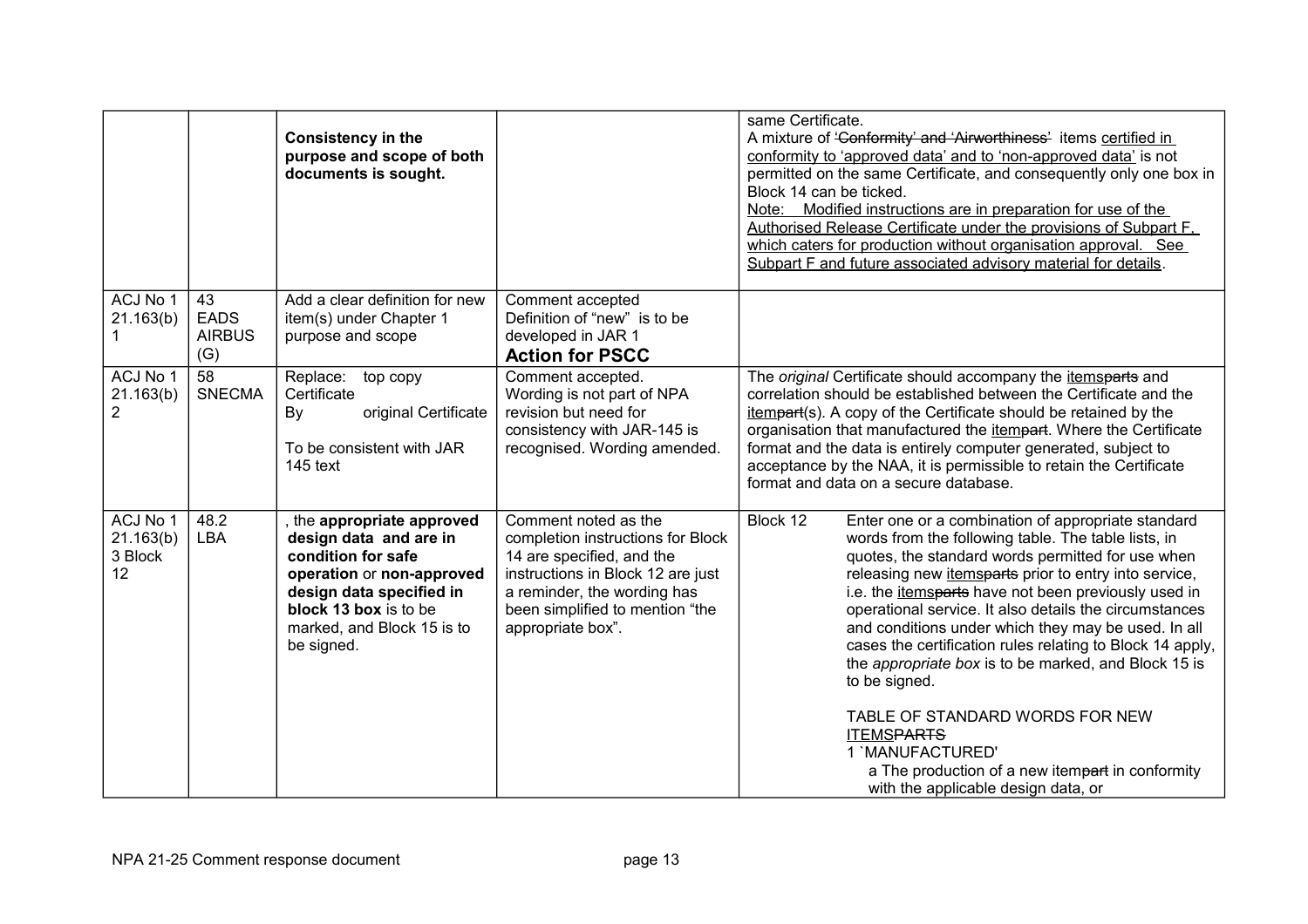| | | | | |
|---|---|---|---|---|
| | | **Consistency in the purpose and scope of both documents is sought.** | | same Certificate.<br>A mixture of ~~'Conformity' and 'Airworthiness'~~ items <u>certified in conformity to 'approved data' and to 'non-approved data'</u> is not permitted on the same Certificate, and consequently only one box in Block 14 can be ticked.<br><u>Note: Modified instructions are in preparation for use of the Authorised Release Certificate under the provisions of Subpart F, which caters for production without organisation approval. See Subpart F and future associated advisory material for details</u>. |
| ACJ No 1 21.163(b) 1 | 43 EADS AIRBUS (G) | Add a clear definition for new item(s) under Chapter 1 purpose and scope | Comment accepted<br>Definition of "new" is to be developed in JAR 1<br>**Action for PSCC** | |
| ACJ No 1 21.163(b) 2 | 58 SNECMA | Replace: top copy Certificate<br>By original Certificate<br><br>To be consistent with JAR 145 text | Comment accepted.<br>Wording is not part of NPA revision but need for consistency with JAR-145 is recognised. Wording amended. | The *original* Certificate should accompany the <u>items</u>~~parts~~ and correlation should be established between the Certificate and the <u>item</u>~~part~~(s). A copy of the Certificate should be retained by the organisation that manufactured the <u>item</u>~~part~~. Where the Certificate format and the data is entirely computer generated, subject to acceptance by the NAA, it is permissible to retain the Certificate format and data on a secure database. |
| ACJ No 1 21.163(b) 3 Block 12 | 48.2 LBA | , the **appropriate approved design data and are in condition for safe operation** or **non-approved design data specified in block 13 box** is to be marked, and Block 15 is to be signed. | Comment noted as the completion instructions for Block 14 are specified, and the instructions in Block 12 are just a reminder, the wording has been simplified to mention "the appropriate box". | Block 12 Enter one or a combination of appropriate standard words from the following table. The table lists, in quotes, the standard words permitted for use when releasing new <u>items</u>~~parts~~ prior to entry into service, i.e. the <u>items</u>~~parts~~ have not been previously used in operational service. It also details the circumstances and conditions under which they may be used. In all cases the certification rules relating to Block 14 apply, the *appropriate box* is to be marked, and Block 15 is to be signed.<br><br>TABLE OF STANDARD WORDS FOR NEW <u>ITEMS</u>~~PARTS~~<br>1 `MANUFACTURED'<br>a The production of a new item~~part~~ in conformity with the applicable design data, or |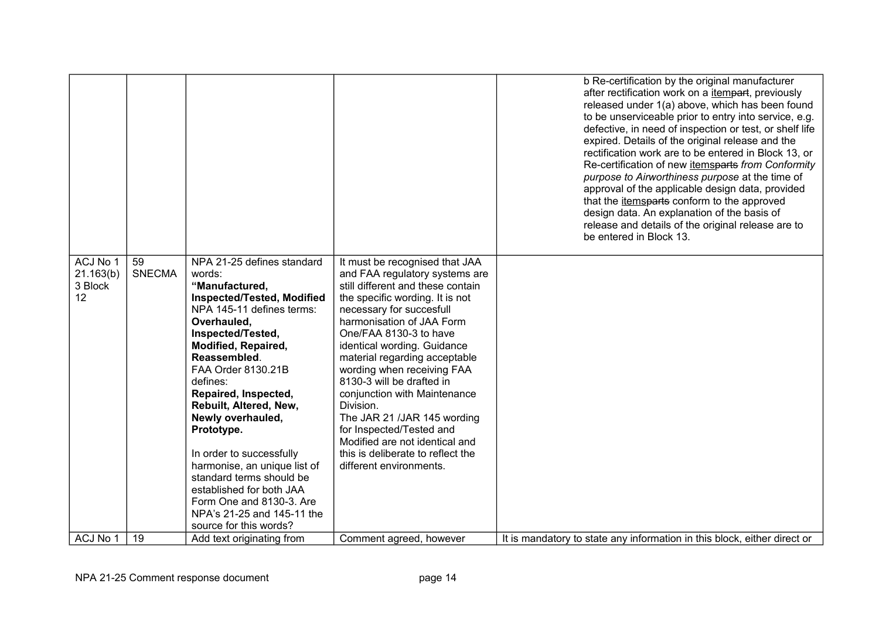| | | | | |
|---|---|---|---|---|
| | | | | b Re-certification by the original manufacturer after rectification work on a <u>item</u>~~part~~, previously released under 1(a) above, which has been found to be unserviceable prior to entry into service, e.g. defective, in need of inspection or test, or shelf life expired. Details of the original release and the rectification work are to be entered in Block 13, or Re-certification of new <u>items</u>~~parts~~ *from Conformity purpose to Airworthiness purpose* at the time of approval of the applicable design data, provided that the <u>items</u>~~parts~~ conform to the approved design data. An explanation of the basis of release and details of the original release are to be entered in Block 13. |
| ACJ No 1 21.163(b) 3 Block 12 | 59 SNECMA | NPA 21-25 defines standard words:<br>**"Manufactured, Inspected/Tested, Modified**<br>NPA 145-11 defines terms: **Overhauled, Inspected/Tested, Modified, Repaired, Reassembled**.<br>FAA Order 8130.21B defines:<br>**Repaired, Inspected, Rebuilt, Altered, New, Newly overhauled, Prototype.**<br><br>In order to successfully harmonise, an unique list of standard terms should be established for both JAA Form One and 8130-3. Are NPA's 21-25 and 145-11 the source for this words? | It must be recognised that JAA and FAA regulatory systems are still different and these contain the specific wording. It is not necessary for succesfull harmonisation of JAA Form One/FAA 8130-3 to have identical wording. Guidance material regarding acceptable wording when receiving FAA 8130-3 will be drafted in conjunction with Maintenance Division.<br>The JAR 21 /JAR 145 wording for Inspected/Tested and Modified are not identical and this is deliberate to reflect the different environments. | |
| ACJ No 1 | 19 | Add text originating from | Comment agreed, however | It is mandatory to state any information in this block, either direct or |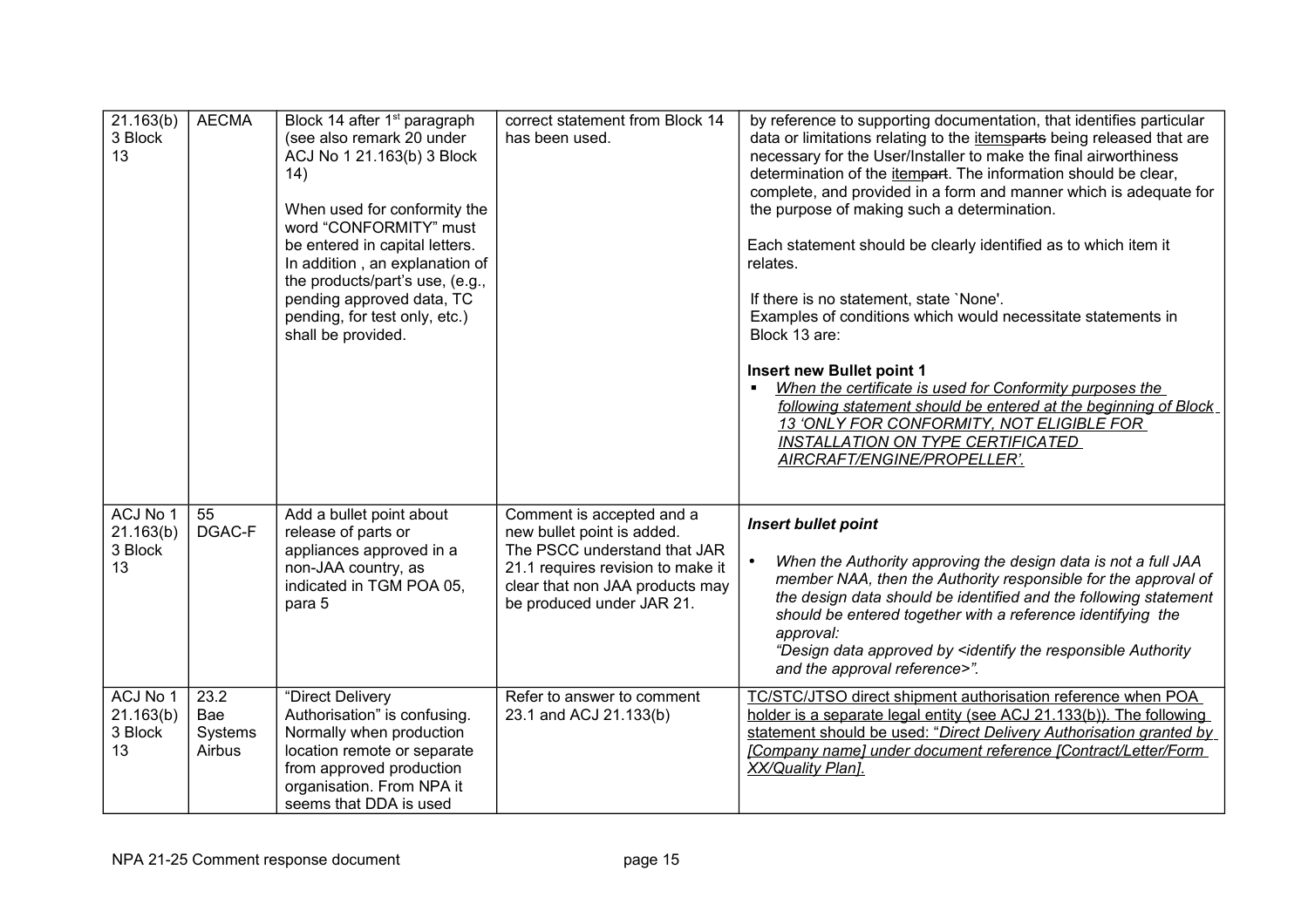| 21.163(b) 3 Block 13 | AECMA | Block 14 after 1st paragraph (see also remark 20 under ACJ No 1 21.163(b) 3 Block 14)<br><br>When used for conformity the word "CONFORMITY" must be entered in capital letters. In addition , an explanation of the products/part's use, (e.g., pending approved data, TC pending, for test only, etc.) shall be provided. | correct statement from Block 14 has been used. | by reference to supporting documentation, that identifies particular data or limitations relating to the <u>items</u>~~parts~~ being released that are necessary for the User/Installer to make the final airworthiness determination of the <u>item</u>~~part~~. The information should be clear, complete, and provided in a form and manner which is adequate for the purpose of making such a determination.<br><br>Each statement should be clearly identified as to which item it relates.<br><br>If there is no statement, state `None'.<br>Examples of conditions which would necessitate statements in Block 13 are:<br><br>**Insert new Bullet point 1**<br>▪ <u>*When the certificate is used for Conformity purposes the following statement should be entered at the beginning of Block 13 'ONLY FOR CONFORMITY, NOT ELIGIBLE FOR INSTALLATION ON TYPE CERTIFICATED AIRCRAFT/ENGINE/PROPELLER'.*</u> |
|---|---|---|---|---|
| ACJ No 1 21.163(b) 3 Block 13 | 55 DGAC-F | Add a bullet point about release of parts or appliances approved in a non-JAA country, as indicated in TGM POA 05, para 5 | Comment is accepted and a new bullet point is added. The PSCC understand that JAR 21.1 requires revision to make it clear that non JAA products may be produced under JAR 21. | ***Insert bullet point***<br><br>• *When the Authority approving the design data is not a full JAA member NAA, then the Authority responsible for the approval of the design data should be identified and the following statement should be entered together with a reference identifying the approval:*<br>*"Design data approved by <identify the responsible Authority and the approval reference>".* |
| ACJ No 1 21.163(b) 3 Block 13 | 23.2 Bae Systems Airbus | "Direct Delivery Authorisation" is confusing. Normally when production location remote or separate from approved production organisation. From NPA it seems that DDA is used | Refer to answer to comment 23.1 and ACJ 21.133(b) | <u>TC/STC/JTSO direct shipment authorisation reference when POA holder is a separate legal entity (see ACJ 21.133(b)). The following statement should be used: "*Direct Delivery Authorisation granted by [Company name] under document reference [Contract/Letter/Form XX/Quality Plan].*</u> |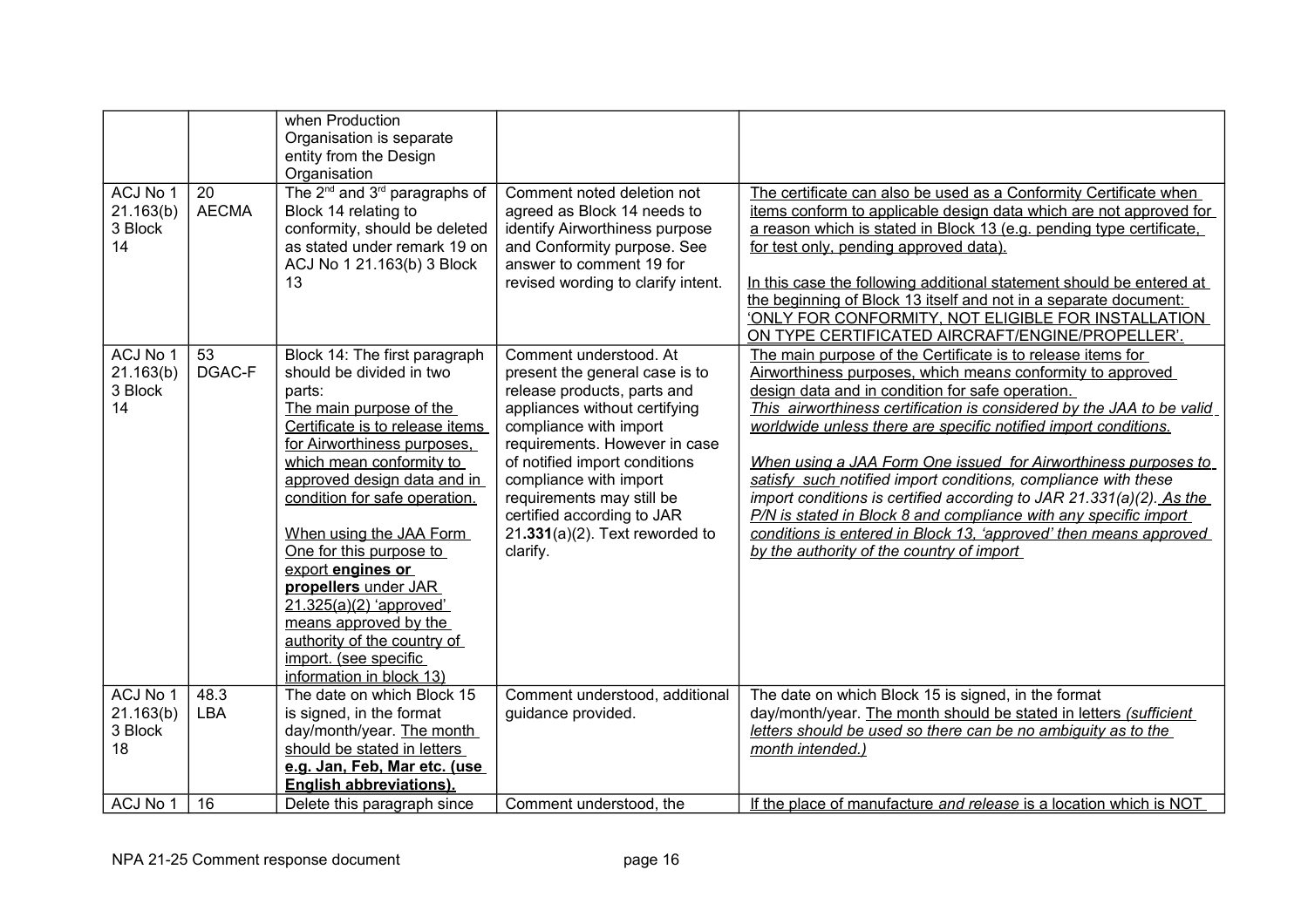| | | | | |
|---|---|---|---|---|
| | | when Production Organisation is separate entity from the Design Organisation | | |
| ACJ No 1 21.163(b) 3 Block 14 | 20 AECMA | The 2[nd] and 3[rd] paragraphs of Block 14 relating to conformity, should be deleted as stated under remark 19 on ACJ No 1 21.163(b) 3 Block 13 | Comment noted deletion not agreed as Block 14 needs to identify Airworthiness purpose and Conformity purpose. See answer to comment 19 for revised wording to clarify intent. | <u>The certificate can also be used as a Conformity Certificate when items conform to applicable design data which are not approved for a reason which is stated in Block 13 (e.g. pending type certificate, for test only, pending approved data).</u><br><br><u>In this case the following additional statement should be entered at the beginning of Block 13 itself and not in a separate document: 'ONLY FOR CONFORMITY, NOT ELIGIBLE FOR INSTALLATION ON TYPE CERTIFICATED AIRCRAFT/ENGINE/PROPELLER'.</u> |
| ACJ No 1 21.163(b) 3 Block 14 | 53 DGAC-F | Block 14: The first paragraph should be divided in two parts:<br><u>The main purpose of the Certificate is to release items for Airworthiness purposes, which mean conformity to approved design data and in condition for safe operation.</u><br><br><u>When using the JAA Form One for this purpose to export **engines or propellers** under JAR 21.325(a)(2) 'approved' means approved by the authority of the country of import. (see specific information in block 13)</u> | Comment understood. At present the general case is to release products, parts and appliances without certifying compliance with import requirements. However in case of notified import conditions compliance with import requirements may still be certified according to JAR 21.**331**(a)(2). Text reworded to clarify. | <u>The main purpose of the Certificate is to release items for Airworthiness purposes, which means conformity to approved design data and in condition for safe operation.</u><br><u>*This airworthiness certification is considered by the JAA to be valid worldwide unless there are specific notified import conditions.*</u><br><br><u>*When using a JAA Form One issued for Airworthiness purposes to satisfy such notified import conditions, compliance with these import conditions is certified according to JAR 21.331(a)(2). As the P/N is stated in Block 8 and compliance with any specific import conditions is entered in Block 13, 'approved' then means approved by the authority of the country of import*</u> |
| ACJ No 1 21.163(b) 3 Block 18 | 48.3 LBA | The date on which Block 15 is signed, in the format day/month/year. <u>The month should be stated in letters</u> <u>**e.g. Jan, Feb, Mar etc. (use English abbreviations).**</u> | Comment understood, additional guidance provided. | The date on which Block 15 is signed, in the format day/month/year. <u>The month should be stated in letters *(sufficient letters should be used so there can be no ambiguity as to the month intended.)*</u> |
| ACJ No 1 | 16 | Delete this paragraph since | Comment understood, the | <u>If the place of manufacture *and release* is a location which is NOT</u> |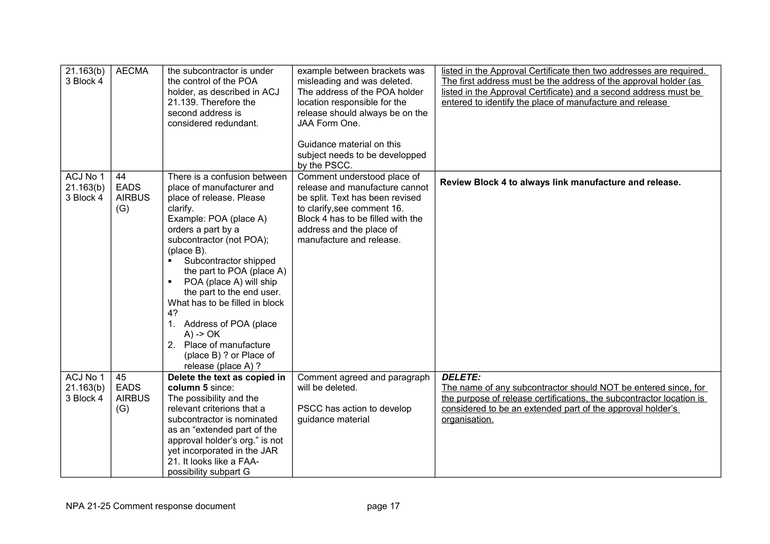| | | | | |
|---|---|---|---|---|
| 21.163(b) 3 Block 4 | AECMA | the subcontractor is under the control of the POA holder, as described in ACJ 21.139. Therefore the second address is considered redundant. | example between brackets was misleading and was deleted. The address of the POA holder location responsible for the release should always be on the JAA Form One.<br><br>Guidance material on this subject needs to be developped by the PSCC. | listed in the Approval Certificate then two addresses are required. The first address must be the address of the approval holder (as listed in the Approval Certificate) and a second address must be entered to identify the place of manufacture and release |
| ACJ No 1 21.163(b) 3 Block 4 | 44 EADS AIRBUS (G) | There is a confusion between place of manufacturer and place of release. Please clarify.<br>Example: POA (place A) orders a part by a subcontractor (not POA); (place B).<br>▪ Subcontractor shipped the part to POA (place A)<br>▪ POA (place A) will ship the part to the end user.<br>What has to be filled in block 4?<br>1. Address of POA (place A) -> OK<br>2. Place of manufacture (place B) ? or Place of release (place A) ? | Comment understood place of release and manufacture cannot be split. Text has been revised to clarify,see comment 16. Block 4 has to be filled with the address and the place of manufacture and release. | **Review Block 4 to always link manufacture and release.** |
| ACJ No 1 21.163(b) 3 Block 4 | 45 EADS AIRBUS (G) | **Delete the text as copied in column 5** since:<br>The possibility and the relevant criterions that a subcontractor is nominated as an "extended part of the approval holder's org." is not yet incorporated in the JAR 21. It looks like a FAA-possibility subpart G | Comment agreed and paragraph will be deleted.<br><br>PSCC has action to develop guidance material | ***DELETE:***<br>The name of any subcontractor should NOT be entered since, for the purpose of release certifications, the subcontractor location is considered to be an extended part of the approval holder's organisation. |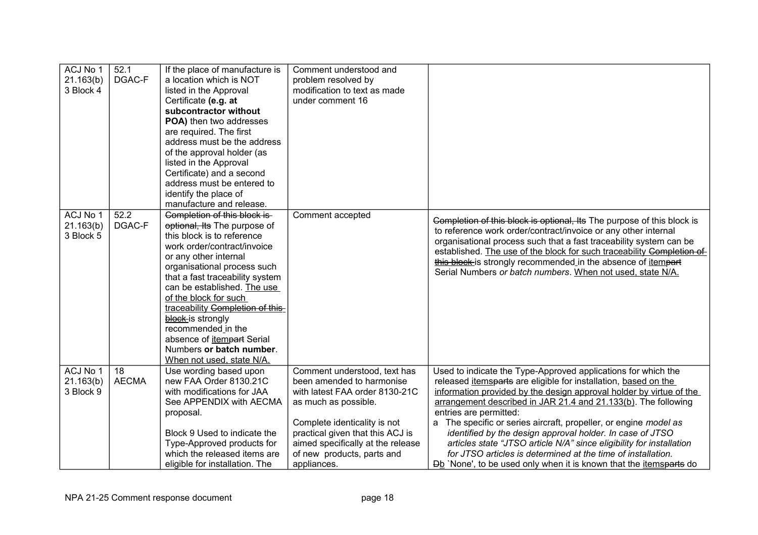| ACJ No 1 21.163(b) 3 Block 4 | 52.1 DGAC-F | If the place of manufacture is a location which is NOT listed in the Approval Certificate **(e.g. at subcontractor without POA)** then two addresses are required. The first address must be the address of the approval holder (as listed in the Approval Certificate) and a second address must be entered to identify the place of manufacture and release. | Comment understood and problem resolved by modification to text as made under comment 16 | |
|---|---|---|---|---|
| ACJ No 1 21.163(b) 3 Block 5 | 52.2 DGAC-F | ~~Completion of this block is optional, Its~~ The purpose of this block is to reference work order/contract/invoice or any other internal organisational process such that a fast traceability system can be established. The use of the block for such traceability ~~Completion of this block~~ is strongly recommended in the absence of item~~part~~ Serial Numbers **or batch number**. When not used, state N/A. | Comment accepted | ~~Completion of this block is optional, Its~~ The purpose of this block is to reference work order/contract/invoice or any other internal organisational process such that a fast traceability system can be established. The use of the block for such traceability ~~Completion of this block~~ is strongly recommended in the absence of item~~part~~ Serial Numbers *or batch numbers*. When not used, state N/A. |
| ACJ No 1 21.163(b) 3 Block 9 | 18 AECMA | Use wording based upon new FAA Order 8130.21C with modifications for JAA See APPENDIX with AECMA proposal.<br><br>Block 9 Used to indicate the Type-Approved products for which the released items are eligible for installation. The | Comment understood, text has been amended to harmonise with latest FAA order 8130-21C as much as possible.<br><br>Complete identicality is not practical given that this ACJ is aimed specifically at the release of new products, parts and appliances. | Used to indicate the Type-Approved applications for which the released items~~parts~~ are eligible for installation, based on the information provided by the design approval holder by virtue of the arrangement described in JAR 21.4 and 21.133(b). The following entries are permitted:<br>a The specific or series aircraft, propeller, or engine *model as identified by the design approval holder. In case of JTSO articles state "JTSO article N/A" since eligibility for installation for JTSO articles is determined at the time of installation.*<br>~~D~~b `None', to be used only when it is known that the items~~parts~~ do |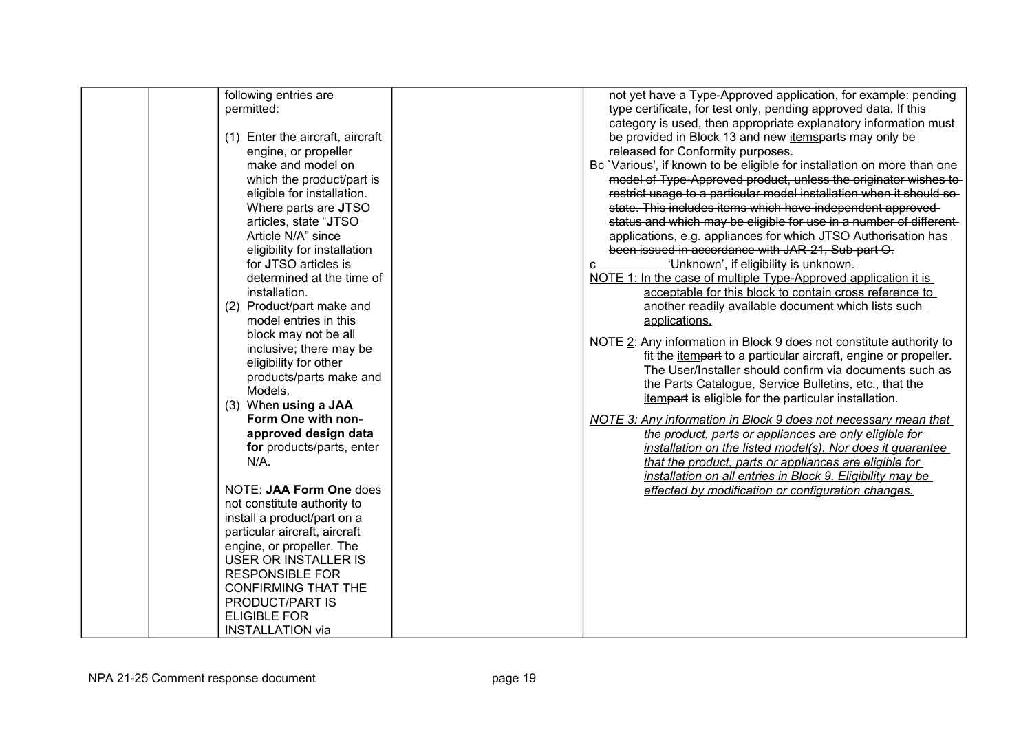| | | | | |
|---|---|---|---|---|
| | | following entries are permitted:<br><br>(1) Enter the aircraft, aircraft engine, or propeller make and model on which the product/part is eligible for installation. Where parts are **J**TSO articles, state "**J**TSO Article N/A" since eligibility for installation for **J**TSO articles is determined at the time of installation.<br>(2) Product/part make and model entries in this block may not be all inclusive; there may be eligibility for other products/parts make and Models.<br>(3) When **using a JAA Form One with non-approved design data for** products/parts, enter N/A.<br><br>NOTE: **JAA Form One** does not constitute authority to install a product/part on a particular aircraft, aircraft engine, or propeller. The USER OR INSTALLER IS RESPONSIBLE FOR CONFIRMING THAT THE PRODUCT/PART IS ELIGIBLE FOR INSTALLATION via | | not yet have a Type-Approved application, for example: pending type certificate, for test only, pending approved data. If this category is used, then appropriate explanatory information must be provided in Block 13 and new itemsparts may only be released for Conformity purposes.<br>~~B~~c ~~`Various', if known to be eligible for installation on more than one model of Type-Approved product, unless the originator wishes to restrict usage to a particular model installation when it should so state. This includes items which have independent approved status and which may be eligible for use in a number of different applications, e.g. appliances for which JTSO Authorisation has been issued in accordance with JAR-21, Sub-part O.~~<br>~~c~~ ~~'Unknown', if eligibility is unknown.~~<br>NOTE 1: In the case of multiple Type-Approved application it is acceptable for this block to contain cross reference to another readily available document which lists such applications.<br><br>NOTE 2: Any information in Block 9 does not constitute authority to fit the item~~part~~ to a particular aircraft, engine or propeller. The User/Installer should confirm via documents such as the Parts Catalogue, Service Bulletins, etc., that the item~~part~~ is eligible for the particular installation.<br><br>*NOTE 3: Any information in Block 9 does not necessary mean that the product, parts or appliances are only eligible for installation on the listed model(s). Nor does it guarantee that the product, parts or appliances are eligible for installation on all entries in Block 9. Eligibility may be effected by modification or configuration changes.* |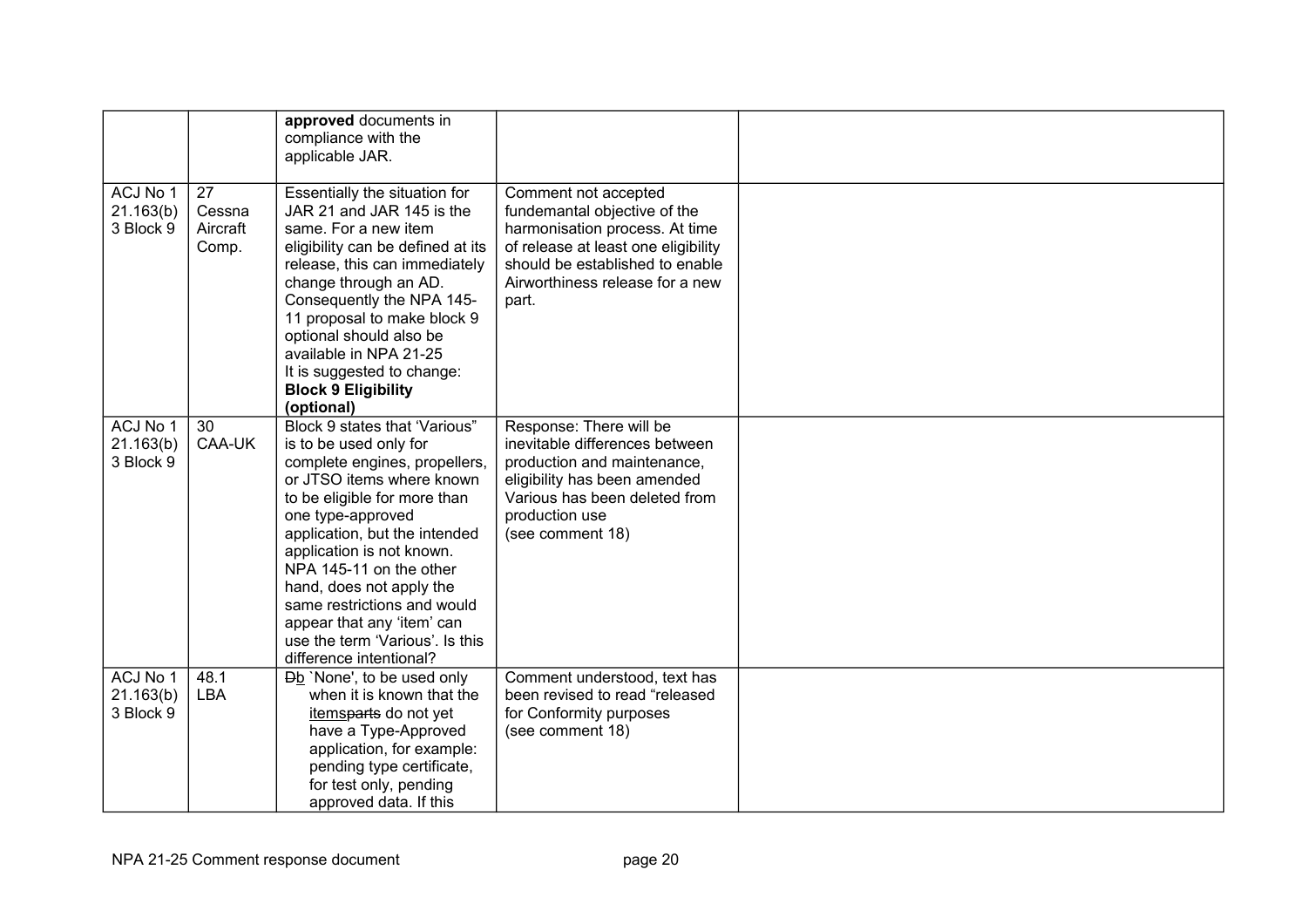| | | | | |
|---|---|---|---|---|
| | | **approved** documents in compliance with the applicable JAR. | | |
| ACJ No 1 21.163(b) 3 Block 9 | 27 Cessna Aircraft Comp. | Essentially the situation for JAR 21 and JAR 145 is the same. For a new item eligibility can be defined at its release, this can immediately change through an AD. Consequently the NPA 145-11 proposal to make block 9 optional should also be available in NPA 21-25<br>It is suggested to change:<br>**Block 9 Eligibility (optional)** | Comment not accepted fundemantal objective of the harmonisation process. At time of release at least one eligibility should be established to enable Airworthiness release for a new part. | |
| ACJ No 1 21.163(b) 3 Block 9 | 30 CAA-UK | Block 9 states that 'Various" is to be used only for complete engines, propellers, or JTSO items where known to be eligible for more than one type-approved application, but the intended application is not known. NPA 145-11 on the other hand, does not apply the same restrictions and would appear that any 'item' can use the term 'Various'. Is this difference intentional? | Response: There will be inevitable differences between production and maintenance, eligibility has been amended Various has been deleted from production use<br>(see comment 18) | |
| ACJ No 1 21.163(b) 3 Block 9 | 48.1 LBA | ~~D~~b `None', to be used only when it is known that the items~~parts~~ do not yet have a Type-Approved application, for example: pending type certificate, for test only, pending approved data. If this | Comment understood, text has been revised to read "released for Conformity purposes<br>(see comment 18) | |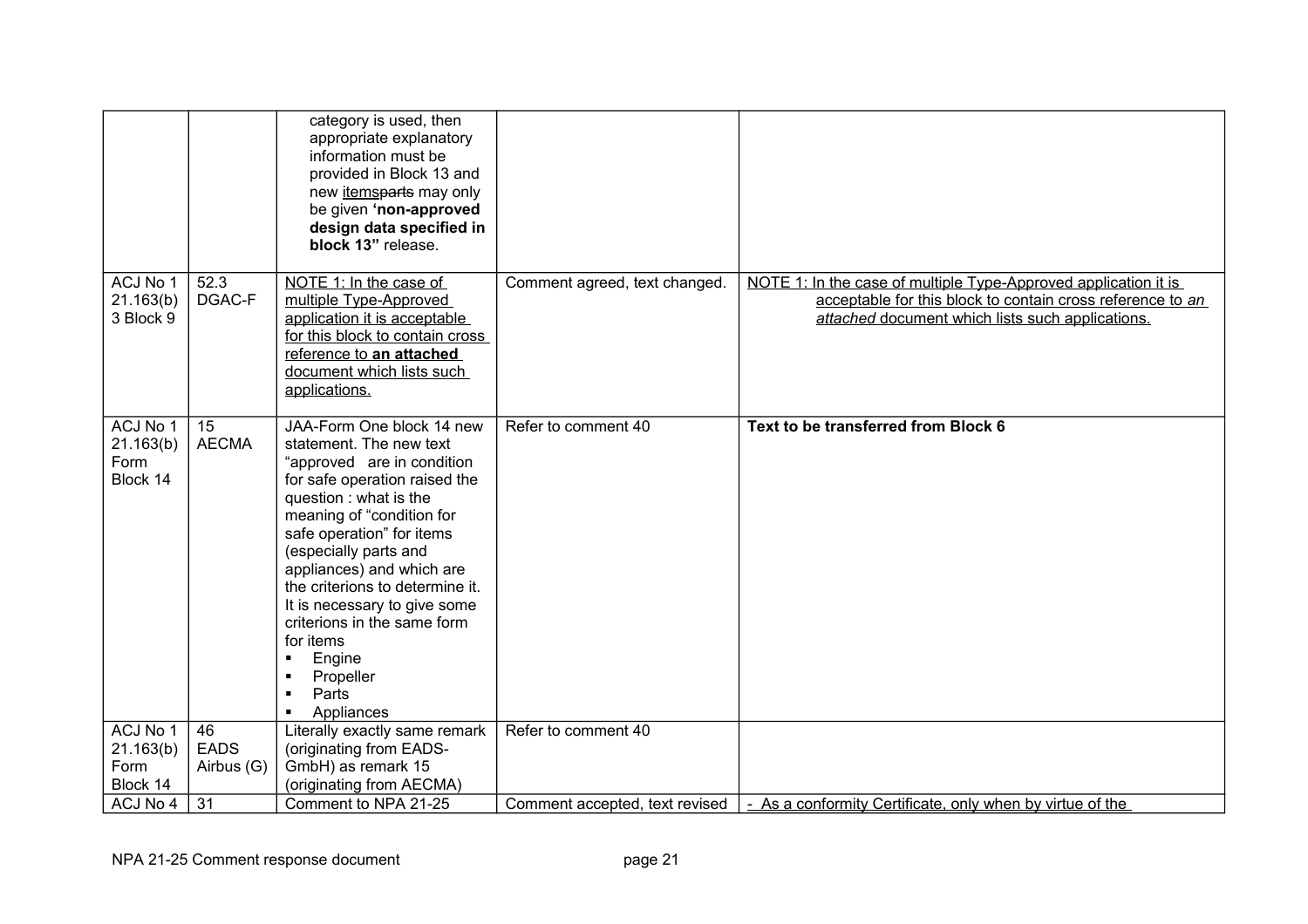| | | | | |
|---|---|---|---|---|
| | | category is used, then appropriate explanatory information must be provided in Block 13 and new <u>items</u>~~parts~~ may only be given **'non-approved design data specified in block 13"** release. | | |
| ACJ No 1 21.163(b) 3 Block 9 | 52.3 DGAC-F | <u>NOTE 1: In the case of multiple Type-Approved application it is acceptable for this block to contain cross reference to</u> **<u>an attached</u>** <u>document which lists such applications.</u> | Comment agreed, text changed. | <u>NOTE 1: In the case of multiple Type-Approved application it is acceptable for this block to contain cross reference to</u> *<u>an attached</u>* <u>document which lists such applications.</u> |
| ACJ No 1 21.163(b) Form Block 14 | 15 AECMA | JAA-Form One block 14 new statement. The new text "approved are in condition for safe operation raised the question : what is the meaning of "condition for safe operation" for items (especially parts and appliances) and which are the criterions to determine it. It is necessary to give some criterions in the same form for items <br>▪ Engine <br>▪ Propeller <br>▪ Parts <br>▪ Appliances | Refer to comment 40 | **Text to be transferred from Block 6** |
| ACJ No 1 21.163(b) Form Block 14 | 46 EADS Airbus (G) | Literally exactly same remark (originating from EADS-GmbH) as remark 15 (originating from AECMA) | Refer to comment 40 | |
| ACJ No 4 | 31 | Comment to NPA 21-25 | Comment accepted, text revised | <u>- As a conformity Certificate, only when by virtue of the</u> |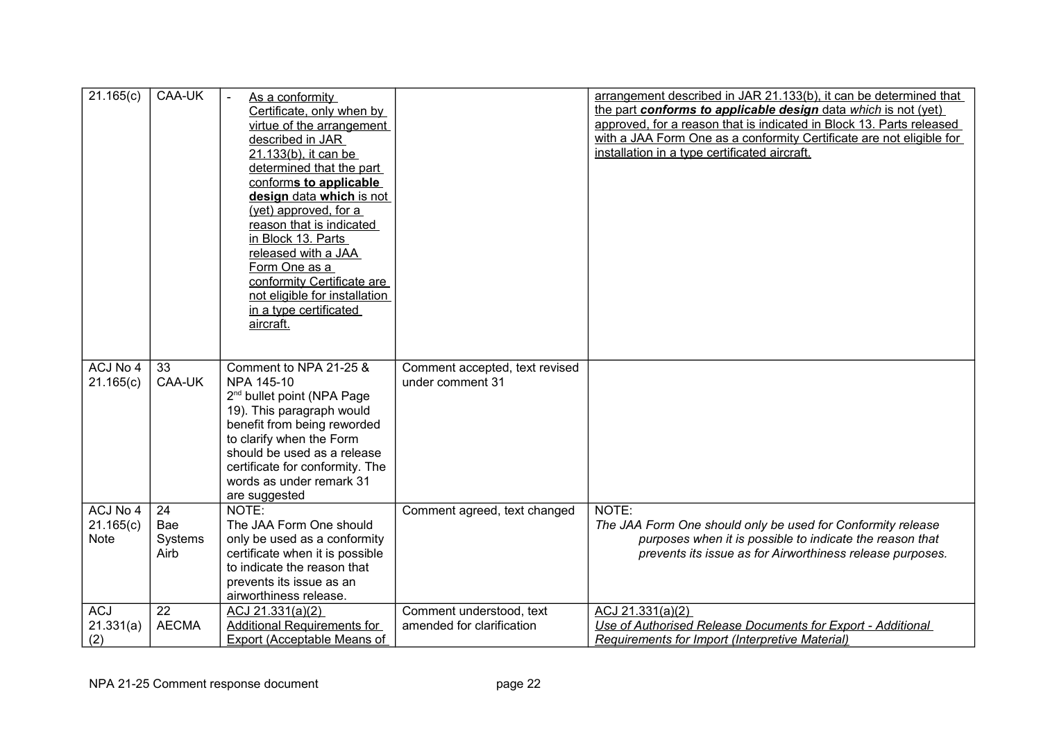| 21.165(c) | CAA-UK | - As a conformity Certificate, only when by virtue of the arrangement described in JAR 21.133(b), it can be determined that the part conform**s to applicable design** data **which** is not (yet) approved, for a reason that is indicated in Block 13. Parts released with a JAA Form One as a conformity Certificate are not eligible for installation in a type certificated aircraft. | | arrangement described in JAR 21.133(b), it can be determined that the part ***conforms to applicable design*** data *which* is not (yet) approved, for a reason that is indicated in Block 13. Parts released with a JAA Form One as a conformity Certificate are not eligible for installation in a type certificated aircraft. |
|---|---|---|---|---|
| ACJ No 4 21.165(c) | 33 CAA-UK | Comment to NPA 21-25 & NPA 145-10 2[nd] bullet point (NPA Page 19). This paragraph would benefit from being reworded to clarify when the Form should be used as a release certificate for conformity. The words as under remark 31 are suggested | Comment accepted, text revised under comment 31 | |
| ACJ No 4 21.165(c) Note | 24 Bae Systems Airb | NOTE: The JAA Form One should only be used as a conformity certificate when it is possible to indicate the reason that prevents its issue as an airworthiness release. | Comment agreed, text changed | NOTE: *The JAA Form One should only be used for Conformity release purposes when it is possible to indicate the reason that prevents its issue as for Airworthiness release purposes.* |
| ACJ 21.331(a)(2) | 22 AECMA | ACJ 21.331(a)(2) Additional Requirements for Export (Acceptable Means of | Comment understood, text amended for clarification | ACJ 21.331(a)(2) *Use of Authorised Release Documents for Export - Additional Requirements for Import (Interpretive Material)* |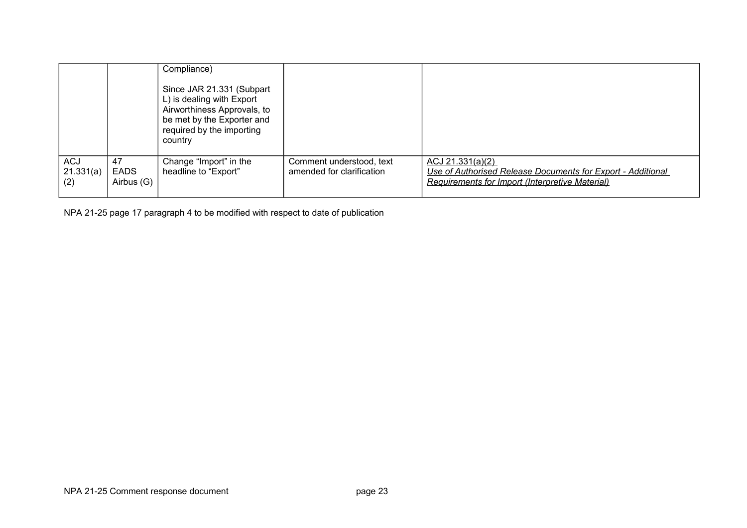| | | | | |
|---|---|---|---|---|
| | | Compliance)<br><br>Since JAR 21.331 (Subpart L) is dealing with Export Airworthiness Approvals, to be met by the Exporter and required by the importing country | | |
| ACJ 21.331(a)(2) | 47 EADS Airbus (G) | Change "Import" in the headline to "Export" | Comment understood, text amended for clarification | ACJ 21.331(a)(2)<br>*Use of Authorised Release Documents for Export - Additional Requirements for Import (Interpretive Material)* |

NPA 21-25 page 17 paragraph 4 to be modified with respect to date of publication